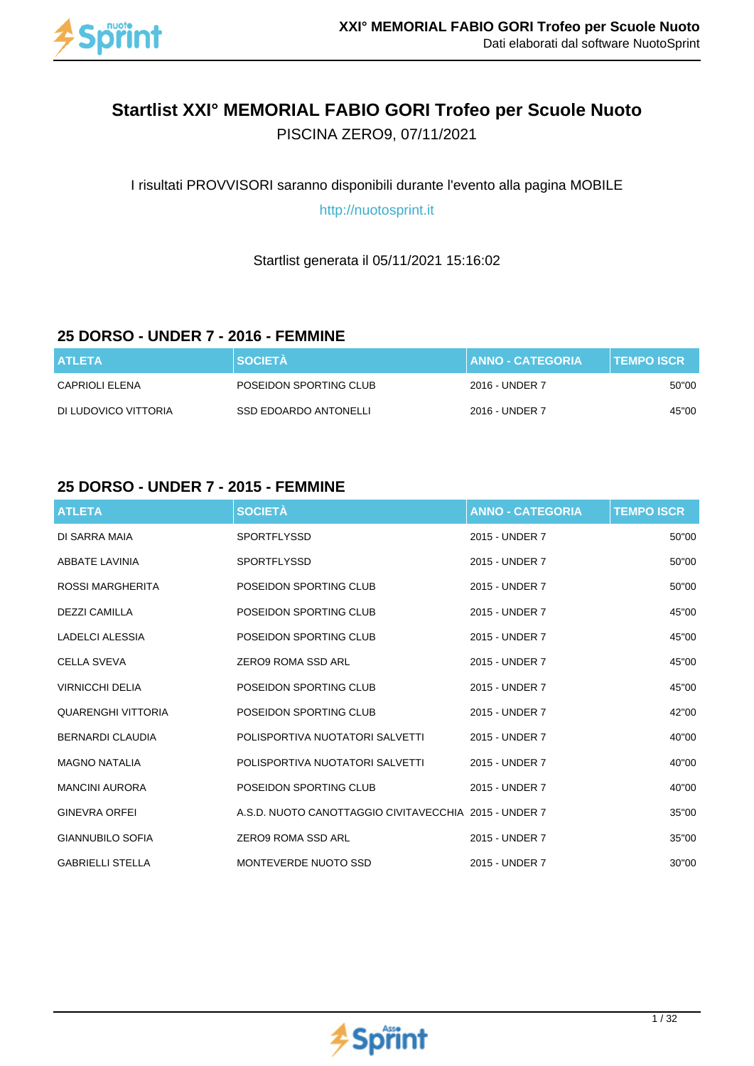# Startlist XXI° MEMORIAL FABIO GORI Trofeo per Scuole Nuoto

PISCINA ZERO9, 07/11/2021

I risultati PROVVISORI saranno disponibili durante l'evento alla pagina MOBILE

http://nuotosprint.it

Startlist generata il 05/11/2021 15:16:02

## 25 DORSO - UNDER 7 - 2016 - FEMMINE

| ATLETA | SOCIETÀ | ANNO - CATEGORIA | TEMPO ISCR |
|---|---|---|---|
| CAPRIOLI ELENA | POSEIDON SPORTING CLUB | 2016 - UNDER 7 | 50"00 |
| DI LUDOVICO VITTORIA | SSD EDOARDO ANTONELLI | 2016 - UNDER 7 | 45"00 |

## 25 DORSO - UNDER 7 - 2015 - FEMMINE

| ATLETA | SOCIETÀ | ANNO - CATEGORIA | TEMPO ISCR |
|---|---|---|---|
| DI SARRA MAIA | SPORTFLYSSD | 2015 - UNDER 7 | 50"00 |
| ABBATE LAVINIA | SPORTFLYSSD | 2015 - UNDER 7 | 50"00 |
| ROSSI MARGHERITA | POSEIDON SPORTING CLUB | 2015 - UNDER 7 | 50"00 |
| DEZZI CAMILLA | POSEIDON SPORTING CLUB | 2015 - UNDER 7 | 45"00 |
| LADELCI ALESSIA | POSEIDON SPORTING CLUB | 2015 - UNDER 7 | 45"00 |
| CELLA SVEVA | ZERO9 ROMA SSD ARL | 2015 - UNDER 7 | 45"00 |
| VIRNICCHI DELIA | POSEIDON SPORTING CLUB | 2015 - UNDER 7 | 45"00 |
| QUARENGHI VITTORIA | POSEIDON SPORTING CLUB | 2015 - UNDER 7 | 42"00 |
| BERNARDI CLAUDIA | POLISPORTIVA NUOTATORI SALVETTI | 2015 - UNDER 7 | 40"00 |
| MAGNO NATALIA | POLISPORTIVA NUOTATORI SALVETTI | 2015 - UNDER 7 | 40"00 |
| MANCINI AURORA | POSEIDON SPORTING CLUB | 2015 - UNDER 7 | 40"00 |
| GINEVRA ORFEI | A.S.D. NUOTO CANOTTAGGIO CIVITAVECCHIA | 2015 - UNDER 7 | 35"00 |
| GIANNUBILO SOFIA | ZERO9 ROMA SSD ARL | 2015 - UNDER 7 | 35"00 |
| GABRIELLI STELLA | MONTEVERDE NUOTO SSD | 2015 - UNDER 7 | 30"00 |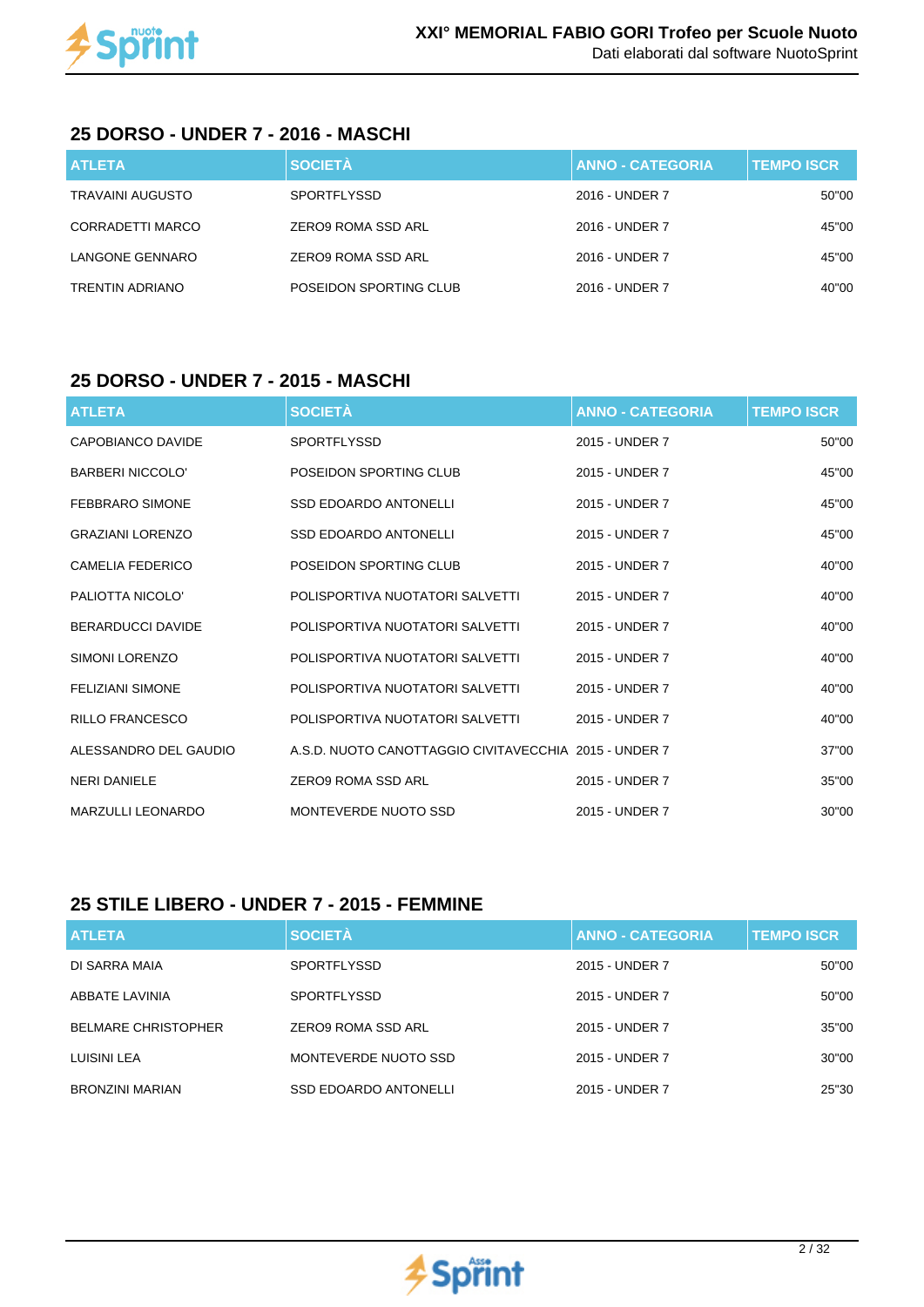## 25 DORSO - UNDER 7 - 2016 - MASCHI

| ATLETA | SOCIETÀ | ANNO - CATEGORIA | TEMPO ISCR |
|---|---|---|---|
| TRAVAINI AUGUSTO | SPORTFLYSSD | 2016 - UNDER 7 | 50"00 |
| CORRADETTI MARCO | ZERO9 ROMA SSD ARL | 2016 - UNDER 7 | 45"00 |
| LANGONE GENNARO | ZERO9 ROMA SSD ARL | 2016 - UNDER 7 | 45"00 |
| TRENTIN ADRIANO | POSEIDON SPORTING CLUB | 2016 - UNDER 7 | 40"00 |

## 25 DORSO - UNDER 7 - 2015 - MASCHI

| ATLETA | SOCIETÀ | ANNO - CATEGORIA | TEMPO ISCR |
|---|---|---|---|
| CAPOBIANCO DAVIDE | SPORTFLYSSD | 2015 - UNDER 7 | 50"00 |
| BARBERI NICCOLO' | POSEIDON SPORTING CLUB | 2015 - UNDER 7 | 45"00 |
| FEBBRARO SIMONE | SSD EDOARDO ANTONELLI | 2015 - UNDER 7 | 45"00 |
| GRAZIANI LORENZO | SSD EDOARDO ANTONELLI | 2015 - UNDER 7 | 45"00 |
| CAMELIA FEDERICO | POSEIDON SPORTING CLUB | 2015 - UNDER 7 | 40"00 |
| PALIOTTA NICOLO' | POLISPORTIVA NUOTATORI SALVETTI | 2015 - UNDER 7 | 40"00 |
| BERARDUCCI DAVIDE | POLISPORTIVA NUOTATORI SALVETTI | 2015 - UNDER 7 | 40"00 |
| SIMONI LORENZO | POLISPORTIVA NUOTATORI SALVETTI | 2015 - UNDER 7 | 40"00 |
| FELIZIANI SIMONE | POLISPORTIVA NUOTATORI SALVETTI | 2015 - UNDER 7 | 40"00 |
| RILLO FRANCESCO | POLISPORTIVA NUOTATORI SALVETTI | 2015 - UNDER 7 | 40"00 |
| ALESSANDRO DEL GAUDIO | A.S.D. NUOTO CANOTTAGGIO CIVITAVECCHIA | 2015 - UNDER 7 | 37"00 |
| NERI DANIELE | ZERO9 ROMA SSD ARL | 2015 - UNDER 7 | 35"00 |
| MARZULLI LEONARDO | MONTEVERDE NUOTO SSD | 2015 - UNDER 7 | 30"00 |

## 25 STILE LIBERO - UNDER 7 - 2015 - FEMMINE

| ATLETA | SOCIETÀ | ANNO - CATEGORIA | TEMPO ISCR |
|---|---|---|---|
| DI SARRA MAIA | SPORTFLYSSD | 2015 - UNDER 7 | 50"00 |
| ABBATE LAVINIA | SPORTFLYSSD | 2015 - UNDER 7 | 50"00 |
| BELMARE CHRISTOPHER | ZERO9 ROMA SSD ARL | 2015 - UNDER 7 | 35"00 |
| LUISINI LEA | MONTEVERDE NUOTO SSD | 2015 - UNDER 7 | 30"00 |
| BRONZINI MARIAN | SSD EDOARDO ANTONELLI | 2015 - UNDER 7 | 25"30 |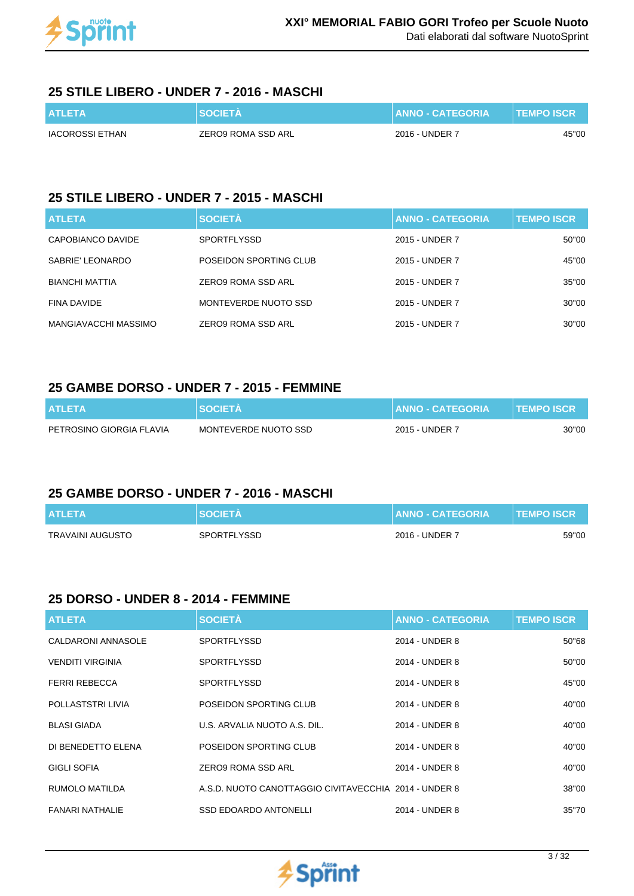## 25 STILE LIBERO - UNDER 7 - 2016 - MASCHI

| ATLETA | SOCIETÀ | ANNO - CATEGORIA | TEMPO ISCR |
|---|---|---|---|
| IACOROSSI ETHAN | ZERO9 ROMA SSD ARL | 2016 - UNDER 7 | 45"00 |

## 25 STILE LIBERO - UNDER 7 - 2015 - MASCHI

| ATLETA | SOCIETÀ | ANNO - CATEGORIA | TEMPO ISCR |
|---|---|---|---|
| CAPOBIANCO DAVIDE | SPORTFLYSSD | 2015 - UNDER 7 | 50"00 |
| SABRIE' LEONARDO | POSEIDON SPORTING CLUB | 2015 - UNDER 7 | 45"00 |
| BIANCHI MATTIA | ZERO9 ROMA SSD ARL | 2015 - UNDER 7 | 35"00 |
| FINA DAVIDE | MONTEVERDE NUOTO SSD | 2015 - UNDER 7 | 30"00 |
| MANGIAVACCHI MASSIMO | ZERO9 ROMA SSD ARL | 2015 - UNDER 7 | 30"00 |

## 25 GAMBE DORSO - UNDER 7 - 2015 - FEMMINE

| ATLETA | SOCIETÀ | ANNO - CATEGORIA | TEMPO ISCR |
|---|---|---|---|
| PETROSINO GIORGIA FLAVIA | MONTEVERDE NUOTO SSD | 2015 - UNDER 7 | 30"00 |

## 25 GAMBE DORSO - UNDER 7 - 2016 - MASCHI

| ATLETA | SOCIETÀ | ANNO - CATEGORIA | TEMPO ISCR |
|---|---|---|---|
| TRAVAINI AUGUSTO | SPORTFLYSSD | 2016 - UNDER 7 | 59"00 |

## 25 DORSO - UNDER 8 - 2014 - FEMMINE

| ATLETA | SOCIETÀ | ANNO - CATEGORIA | TEMPO ISCR |
|---|---|---|---|
| CALDARONI ANNASOLE | SPORTFLYSSD | 2014 - UNDER 8 | 50"68 |
| VENDITI VIRGINIA | SPORTFLYSSD | 2014 - UNDER 8 | 50"00 |
| FERRI REBECCA | SPORTFLYSSD | 2014 - UNDER 8 | 45"00 |
| POLLASTSTRI LIVIA | POSEIDON SPORTING CLUB | 2014 - UNDER 8 | 40"00 |
| BLASI GIADA | U.S. ARVALIA NUOTO A.S. DIL. | 2014 - UNDER 8 | 40"00 |
| DI BENEDETTO ELENA | POSEIDON SPORTING CLUB | 2014 - UNDER 8 | 40"00 |
| GIGLI SOFIA | ZERO9 ROMA SSD ARL | 2014 - UNDER 8 | 40"00 |
| RUMOLO MATILDA | A.S.D. NUOTO CANOTTAGGIO CIVITAVECCHIA | 2014 - UNDER 8 | 38"00 |
| FANARI NATHALIE | SSD EDOARDO ANTONELLI | 2014 - UNDER 8 | 35"70 |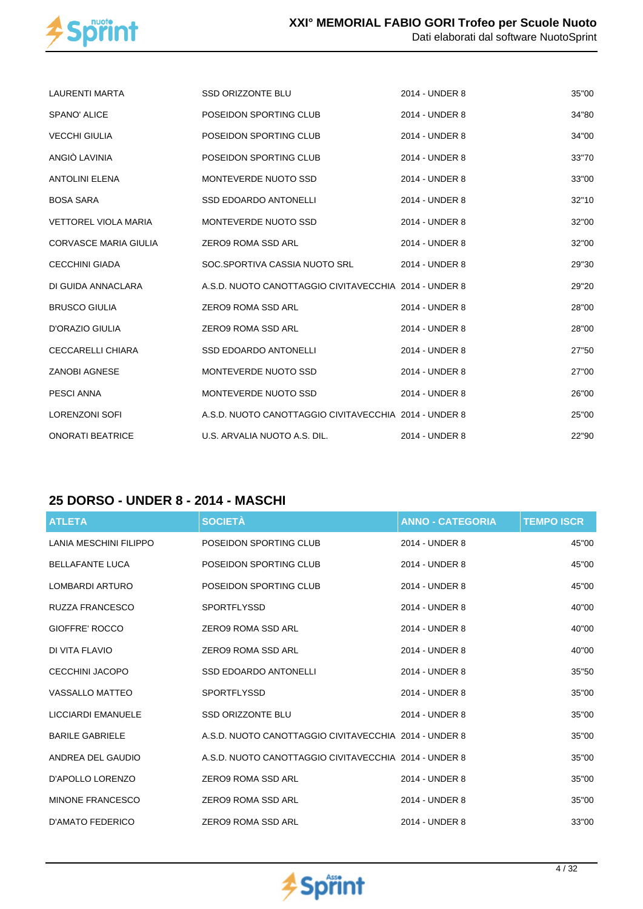| | | | |
|---|---|---|---|
| LAURENTI MARTA | SSD ORIZZONTE BLU | 2014 - UNDER 8 | 35"00 |
| SPANO' ALICE | POSEIDON SPORTING CLUB | 2014 - UNDER 8 | 34"80 |
| VECCHI GIULIA | POSEIDON SPORTING CLUB | 2014 - UNDER 8 | 34"00 |
| ANGIÒ LAVINIA | POSEIDON SPORTING CLUB | 2014 - UNDER 8 | 33"70 |
| ANTOLINI ELENA | MONTEVERDE NUOTO SSD | 2014 - UNDER 8 | 33"00 |
| BOSA SARA | SSD EDOARDO ANTONELLI | 2014 - UNDER 8 | 32"10 |
| VETTOREL VIOLA MARIA | MONTEVERDE NUOTO SSD | 2014 - UNDER 8 | 32"00 |
| CORVASCE MARIA GIULIA | ZERO9 ROMA SSD ARL | 2014 - UNDER 8 | 32"00 |
| CECCHINI GIADA | SOC.SPORTIVA CASSIA NUOTO SRL | 2014 - UNDER 8 | 29"30 |
| DI GUIDA ANNACLARA | A.S.D. NUOTO CANOTTAGGIO CIVITAVECCHIA | 2014 - UNDER 8 | 29"20 |
| BRUSCO GIULIA | ZERO9 ROMA SSD ARL | 2014 - UNDER 8 | 28"00 |
| D'ORAZIO GIULIA | ZERO9 ROMA SSD ARL | 2014 - UNDER 8 | 28"00 |
| CECCARELLI CHIARA | SSD EDOARDO ANTONELLI | 2014 - UNDER 8 | 27"50 |
| ZANOBI AGNESE | MONTEVERDE NUOTO SSD | 2014 - UNDER 8 | 27"00 |
| PESCI ANNA | MONTEVERDE NUOTO SSD | 2014 - UNDER 8 | 26"00 |
| LORENZONI SOFI | A.S.D. NUOTO CANOTTAGGIO CIVITAVECCHIA | 2014 - UNDER 8 | 25"00 |
| ONORATI BEATRICE | U.S. ARVALIA NUOTO A.S. DIL. | 2014 - UNDER 8 | 22"90 |

## 25 DORSO - UNDER 8 - 2014 - MASCHI

| ATLETA | SOCIETÀ | ANNO - CATEGORIA | TEMPO ISCR |
|---|---|---|---|
| LANIA MESCHINI FILIPPO | POSEIDON SPORTING CLUB | 2014 - UNDER 8 | 45"00 |
| BELLAFANTE LUCA | POSEIDON SPORTING CLUB | 2014 - UNDER 8 | 45"00 |
| LOMBARDI ARTURO | POSEIDON SPORTING CLUB | 2014 - UNDER 8 | 45"00 |
| RUZZA FRANCESCO | SPORTFLYSSD | 2014 - UNDER 8 | 40"00 |
| GIOFFRE' ROCCO | ZERO9 ROMA SSD ARL | 2014 - UNDER 8 | 40"00 |
| DI VITA FLAVIO | ZERO9 ROMA SSD ARL | 2014 - UNDER 8 | 40"00 |
| CECCHINI JACOPO | SSD EDOARDO ANTONELLI | 2014 - UNDER 8 | 35"50 |
| VASSALLO MATTEO | SPORTFLYSSD | 2014 - UNDER 8 | 35"00 |
| LICCIARDI EMANUELE | SSD ORIZZONTE BLU | 2014 - UNDER 8 | 35"00 |
| BARILE GABRIELE | A.S.D. NUOTO CANOTTAGGIO CIVITAVECCHIA | 2014 - UNDER 8 | 35"00 |
| ANDREA DEL GAUDIO | A.S.D. NUOTO CANOTTAGGIO CIVITAVECCHIA | 2014 - UNDER 8 | 35"00 |
| D'APOLLO LORENZO | ZERO9 ROMA SSD ARL | 2014 - UNDER 8 | 35"00 |
| MINONE FRANCESCO | ZERO9 ROMA SSD ARL | 2014 - UNDER 8 | 35"00 |
| D'AMATO FEDERICO | ZERO9 ROMA SSD ARL | 2014 - UNDER 8 | 33"00 |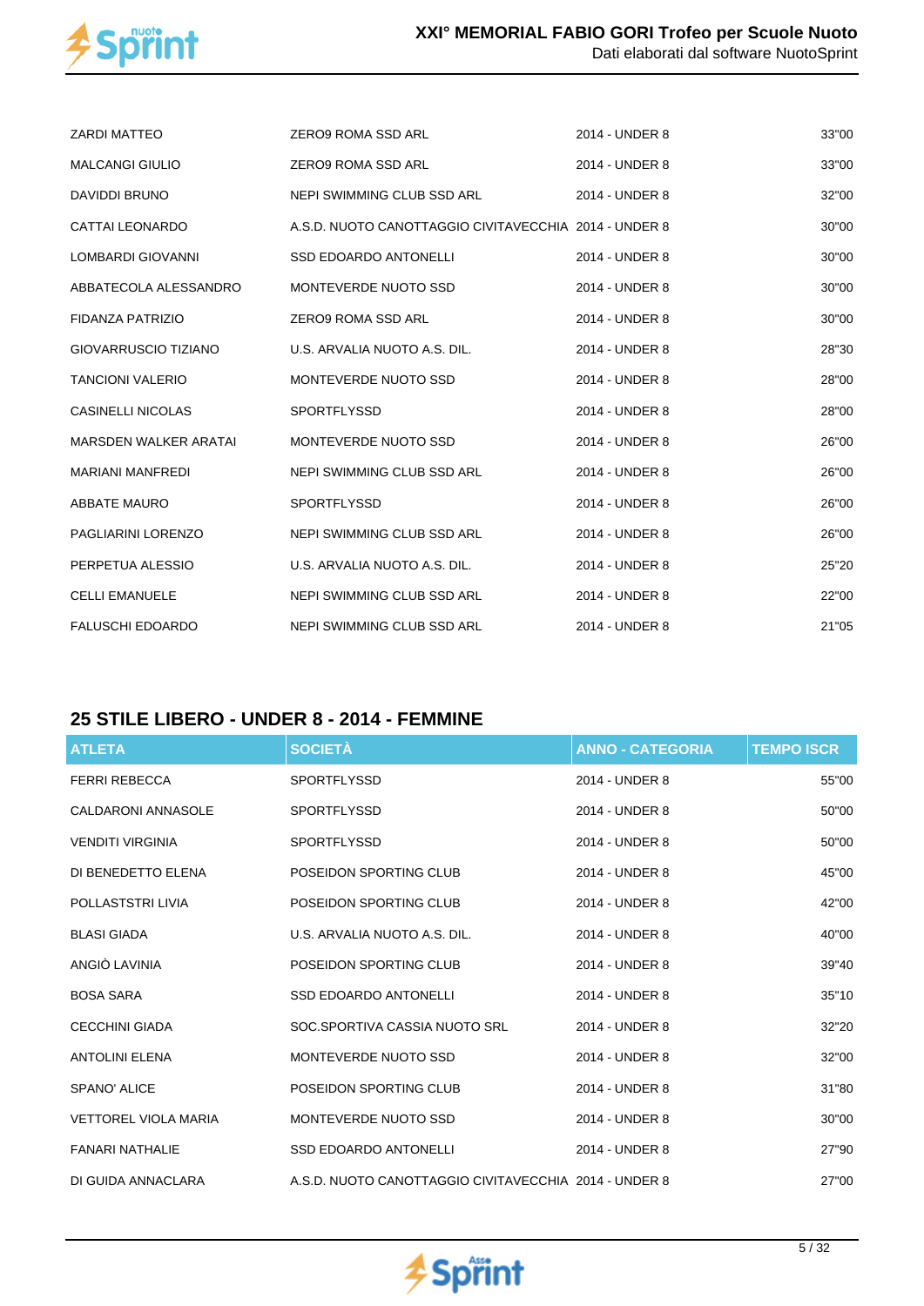| | | | |
|---|---|---|---|
| ZARDI MATTEO | ZERO9 ROMA SSD ARL | 2014 - UNDER 8 | 33"00 |
| MALCANGI GIULIO | ZERO9 ROMA SSD ARL | 2014 - UNDER 8 | 33"00 |
| DAVIDDI BRUNO | NEPI SWIMMING CLUB SSD ARL | 2014 - UNDER 8 | 32"00 |
| CATTAI LEONARDO | A.S.D. NUOTO CANOTTAGGIO CIVITAVECCHIA | 2014 - UNDER 8 | 30"00 |
| LOMBARDI GIOVANNI | SSD EDOARDO ANTONELLI | 2014 - UNDER 8 | 30"00 |
| ABBATECOLA ALESSANDRO | MONTEVERDE NUOTO SSD | 2014 - UNDER 8 | 30"00 |
| FIDANZA PATRIZIO | ZERO9 ROMA SSD ARL | 2014 - UNDER 8 | 30"00 |
| GIOVARRUSCIO TIZIANO | U.S. ARVALIA NUOTO A.S. DIL. | 2014 - UNDER 8 | 28"30 |
| TANCIONI VALERIO | MONTEVERDE NUOTO SSD | 2014 - UNDER 8 | 28"00 |
| CASINELLI NICOLAS | SPORTFLYSSD | 2014 - UNDER 8 | 28"00 |
| MARSDEN WALKER ARATAI | MONTEVERDE NUOTO SSD | 2014 - UNDER 8 | 26"00 |
| MARIANI MANFREDI | NEPI SWIMMING CLUB SSD ARL | 2014 - UNDER 8 | 26"00 |
| ABBATE MAURO | SPORTFLYSSD | 2014 - UNDER 8 | 26"00 |
| PAGLIARINI LORENZO | NEPI SWIMMING CLUB SSD ARL | 2014 - UNDER 8 | 26"00 |
| PERPETUA ALESSIO | U.S. ARVALIA NUOTO A.S. DIL. | 2014 - UNDER 8 | 25"20 |
| CELLI EMANUELE | NEPI SWIMMING CLUB SSD ARL | 2014 - UNDER 8 | 22"00 |
| FALUSCHI EDOARDO | NEPI SWIMMING CLUB SSD ARL | 2014 - UNDER 8 | 21"05 |

## 25 STILE LIBERO - UNDER 8 - 2014 - FEMMINE

| ATLETA | SOCIETÀ | ANNO - CATEGORIA | TEMPO ISCR |
|---|---|---|---|
| FERRI REBECCA | SPORTFLYSSD | 2014 - UNDER 8 | 55"00 |
| CALDARONI ANNASOLE | SPORTFLYSSD | 2014 - UNDER 8 | 50"00 |
| VENDITI VIRGINIA | SPORTFLYSSD | 2014 - UNDER 8 | 50"00 |
| DI BENEDETTO ELENA | POSEIDON SPORTING CLUB | 2014 - UNDER 8 | 45"00 |
| POLLASTSTRI LIVIA | POSEIDON SPORTING CLUB | 2014 - UNDER 8 | 42"00 |
| BLASI GIADA | U.S. ARVALIA NUOTO A.S. DIL. | 2014 - UNDER 8 | 40"00 |
| ANGIÒ LAVINIA | POSEIDON SPORTING CLUB | 2014 - UNDER 8 | 39"40 |
| BOSA SARA | SSD EDOARDO ANTONELLI | 2014 - UNDER 8 | 35"10 |
| CECCHINI GIADA | SOC.SPORTIVA CASSIA NUOTO SRL | 2014 - UNDER 8 | 32"20 |
| ANTOLINI ELENA | MONTEVERDE NUOTO SSD | 2014 - UNDER 8 | 32"00 |
| SPANO' ALICE | POSEIDON SPORTING CLUB | 2014 - UNDER 8 | 31"80 |
| VETTOREL VIOLA MARIA | MONTEVERDE NUOTO SSD | 2014 - UNDER 8 | 30"00 |
| FANARI NATHALIE | SSD EDOARDO ANTONELLI | 2014 - UNDER 8 | 27"90 |
| DI GUIDA ANNACLARA | A.S.D. NUOTO CANOTTAGGIO CIVITAVECCHIA | 2014 - UNDER 8 | 27"00 |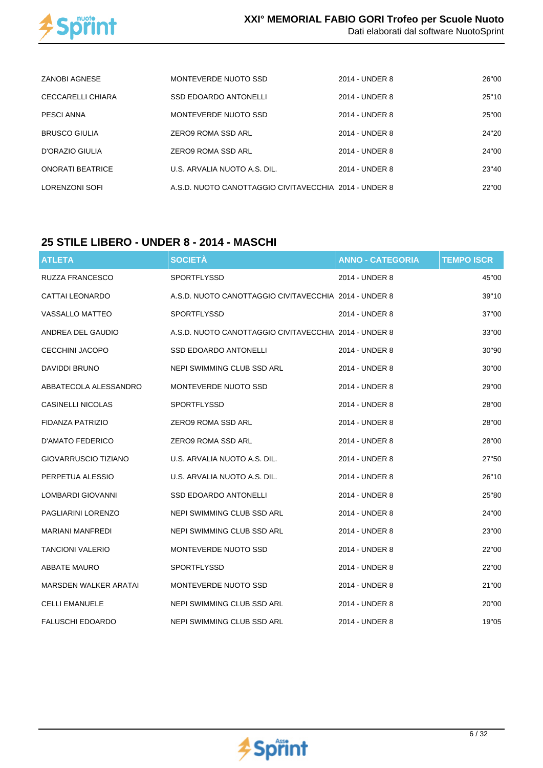| | | | |
|---|---|---|---|
| ZANOBI AGNESE | MONTEVERDE NUOTO SSD | 2014 - UNDER 8 | 26"00 |
| CECCARELLI CHIARA | SSD EDOARDO ANTONELLI | 2014 - UNDER 8 | 25"10 |
| PESCI ANNA | MONTEVERDE NUOTO SSD | 2014 - UNDER 8 | 25"00 |
| BRUSCO GIULIA | ZERO9 ROMA SSD ARL | 2014 - UNDER 8 | 24"20 |
| D'ORAZIO GIULIA | ZERO9 ROMA SSD ARL | 2014 - UNDER 8 | 24"00 |
| ONORATI BEATRICE | U.S. ARVALIA NUOTO A.S. DIL. | 2014 - UNDER 8 | 23"40 |
| LORENZONI SOFI | A.S.D. NUOTO CANOTTAGGIO CIVITAVECCHIA | 2014 - UNDER 8 | 22"00 |

## 25 STILE LIBERO - UNDER 8 - 2014 - MASCHI

| ATLETA | SOCIETÀ | ANNO - CATEGORIA | TEMPO ISCR |
|---|---|---|---|
| RUZZA FRANCESCO | SPORTFLYSSD | 2014 - UNDER 8 | 45"00 |
| CATTAI LEONARDO | A.S.D. NUOTO CANOTTAGGIO CIVITAVECCHIA | 2014 - UNDER 8 | 39"10 |
| VASSALLO MATTEO | SPORTFLYSSD | 2014 - UNDER 8 | 37"00 |
| ANDREA DEL GAUDIO | A.S.D. NUOTO CANOTTAGGIO CIVITAVECCHIA | 2014 - UNDER 8 | 33"00 |
| CECCHINI JACOPO | SSD EDOARDO ANTONELLI | 2014 - UNDER 8 | 30"90 |
| DAVIDDI BRUNO | NEPI SWIMMING CLUB SSD ARL | 2014 - UNDER 8 | 30"00 |
| ABBATECOLA ALESSANDRO | MONTEVERDE NUOTO SSD | 2014 - UNDER 8 | 29"00 |
| CASINELLI NICOLAS | SPORTFLYSSD | 2014 - UNDER 8 | 28"00 |
| FIDANZA PATRIZIO | ZERO9 ROMA SSD ARL | 2014 - UNDER 8 | 28"00 |
| D'AMATO FEDERICO | ZERO9 ROMA SSD ARL | 2014 - UNDER 8 | 28"00 |
| GIOVARRUSCIO TIZIANO | U.S. ARVALIA NUOTO A.S. DIL. | 2014 - UNDER 8 | 27"50 |
| PERPETUA ALESSIO | U.S. ARVALIA NUOTO A.S. DIL. | 2014 - UNDER 8 | 26"10 |
| LOMBARDI GIOVANNI | SSD EDOARDO ANTONELLI | 2014 - UNDER 8 | 25"80 |
| PAGLIARINI LORENZO | NEPI SWIMMING CLUB SSD ARL | 2014 - UNDER 8 | 24"00 |
| MARIANI MANFREDI | NEPI SWIMMING CLUB SSD ARL | 2014 - UNDER 8 | 23"00 |
| TANCIONI VALERIO | MONTEVERDE NUOTO SSD | 2014 - UNDER 8 | 22"00 |
| ABBATE MAURO | SPORTFLYSSD | 2014 - UNDER 8 | 22"00 |
| MARSDEN WALKER ARATAI | MONTEVERDE NUOTO SSD | 2014 - UNDER 8 | 21"00 |
| CELLI EMANUELE | NEPI SWIMMING CLUB SSD ARL | 2014 - UNDER 8 | 20"00 |
| FALUSCHI EDOARDO | NEPI SWIMMING CLUB SSD ARL | 2014 - UNDER 8 | 19"05 |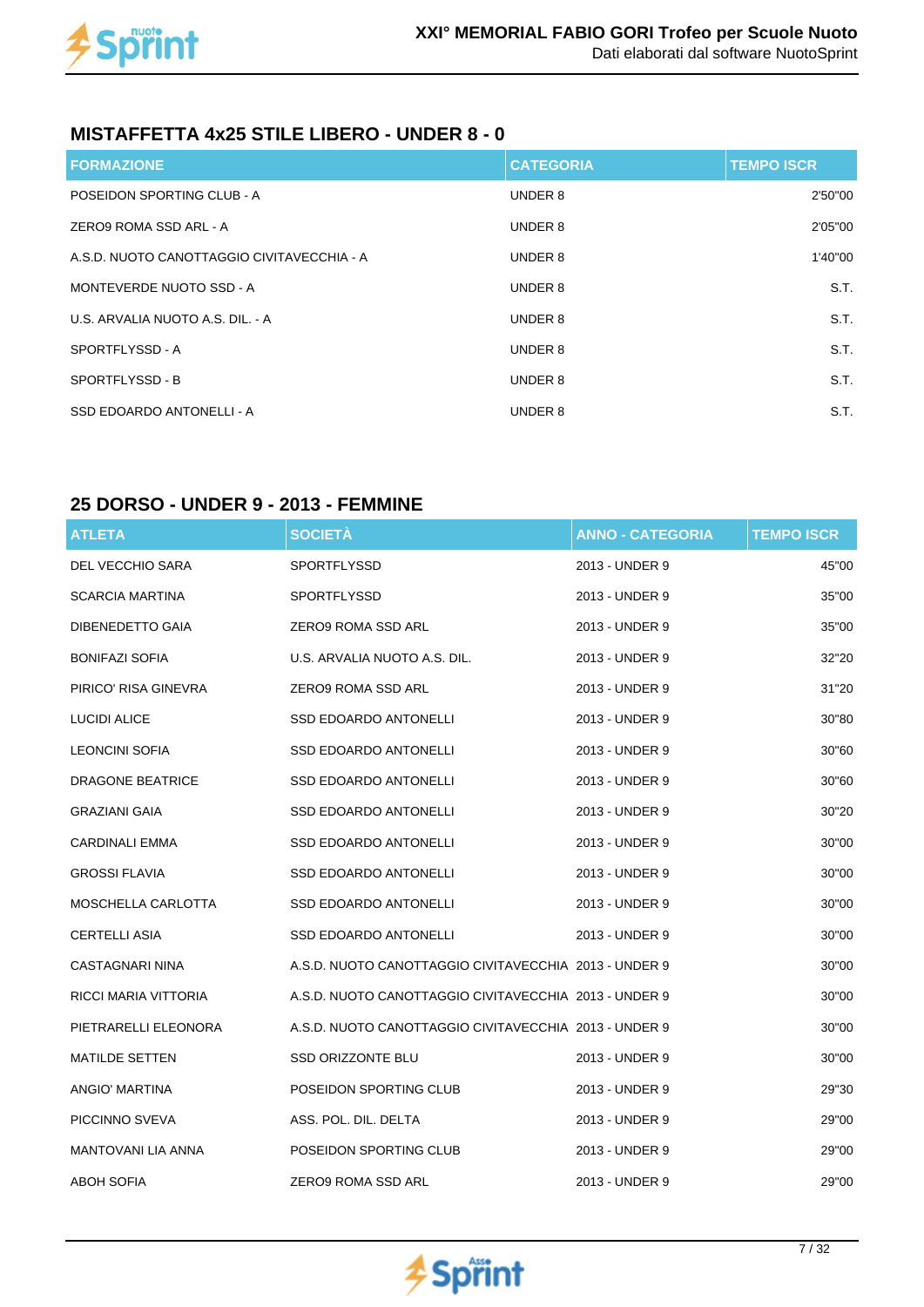## MISTAFFETTA 4x25 STILE LIBERO - UNDER 8 - 0

| FORMAZIONE | CATEGORIA | TEMPO ISCR |
|---|---|---|
| POSEIDON SPORTING CLUB - A | UNDER 8 | 2'50"00 |
| ZERO9 ROMA SSD ARL - A | UNDER 8 | 2'05"00 |
| A.S.D. NUOTO CANOTTAGGIO CIVITAVECCHIA - A | UNDER 8 | 1'40"00 |
| MONTEVERDE NUOTO SSD - A | UNDER 8 | S.T. |
| U.S. ARVALIA NUOTO A.S. DIL. - A | UNDER 8 | S.T. |
| SPORTFLYSSD - A | UNDER 8 | S.T. |
| SPORTFLYSSD - B | UNDER 8 | S.T. |
| SSD EDOARDO ANTONELLI - A | UNDER 8 | S.T. |

## 25 DORSO - UNDER 9 - 2013 - FEMMINE

| ATLETA | SOCIETÀ | ANNO - CATEGORIA | TEMPO ISCR |
|---|---|---|---|
| DEL VECCHIO SARA | SPORTFLYSSD | 2013 - UNDER 9 | 45"00 |
| SCARCIA MARTINA | SPORTFLYSSD | 2013 - UNDER 9 | 35"00 |
| DIBENEDETTO GAIA | ZERO9 ROMA SSD ARL | 2013 - UNDER 9 | 35"00 |
| BONIFAZI SOFIA | U.S. ARVALIA NUOTO A.S. DIL. | 2013 - UNDER 9 | 32"20 |
| PIRICO' RISA GINEVRA | ZERO9 ROMA SSD ARL | 2013 - UNDER 9 | 31"20 |
| LUCIDI ALICE | SSD EDOARDO ANTONELLI | 2013 - UNDER 9 | 30"80 |
| LEONCINI SOFIA | SSD EDOARDO ANTONELLI | 2013 - UNDER 9 | 30"60 |
| DRAGONE BEATRICE | SSD EDOARDO ANTONELLI | 2013 - UNDER 9 | 30"60 |
| GRAZIANI GAIA | SSD EDOARDO ANTONELLI | 2013 - UNDER 9 | 30"20 |
| CARDINALI EMMA | SSD EDOARDO ANTONELLI | 2013 - UNDER 9 | 30"00 |
| GROSSI FLAVIA | SSD EDOARDO ANTONELLI | 2013 - UNDER 9 | 30"00 |
| MOSCHELLA CARLOTTA | SSD EDOARDO ANTONELLI | 2013 - UNDER 9 | 30"00 |
| CERTELLI ASIA | SSD EDOARDO ANTONELLI | 2013 - UNDER 9 | 30"00 |
| CASTAGNARI NINA | A.S.D. NUOTO CANOTTAGGIO CIVITAVECCHIA | 2013 - UNDER 9 | 30"00 |
| RICCI MARIA VITTORIA | A.S.D. NUOTO CANOTTAGGIO CIVITAVECCHIA | 2013 - UNDER 9 | 30"00 |
| PIETRARELLI ELEONORA | A.S.D. NUOTO CANOTTAGGIO CIVITAVECCHIA | 2013 - UNDER 9 | 30"00 |
| MATILDE SETTEN | SSD ORIZZONTE BLU | 2013 - UNDER 9 | 30"00 |
| ANGIO' MARTINA | POSEIDON SPORTING CLUB | 2013 - UNDER 9 | 29"30 |
| PICCINNO SVEVA | ASS. POL. DIL. DELTA | 2013 - UNDER 9 | 29"00 |
| MANTOVANI LIA ANNA | POSEIDON SPORTING CLUB | 2013 - UNDER 9 | 29"00 |
| ABOH SOFIA | ZERO9 ROMA SSD ARL | 2013 - UNDER 9 | 29"00 |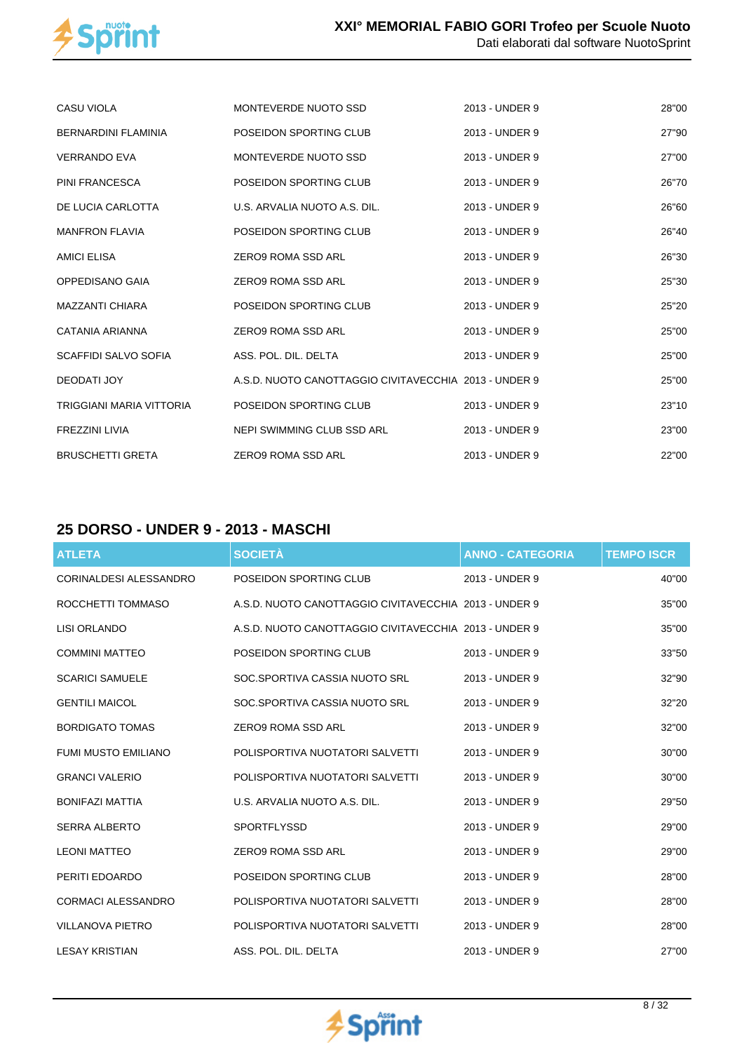| | | | |
|---|---|---|---|
| CASU VIOLA | MONTEVERDE NUOTO SSD | 2013 - UNDER 9 | 28"00 |
| BERNARDINI FLAMINIA | POSEIDON SPORTING CLUB | 2013 - UNDER 9 | 27"90 |
| VERRANDO EVA | MONTEVERDE NUOTO SSD | 2013 - UNDER 9 | 27"00 |
| PINI FRANCESCA | POSEIDON SPORTING CLUB | 2013 - UNDER 9 | 26"70 |
| DE LUCIA CARLOTTA | U.S. ARVALIA NUOTO A.S. DIL. | 2013 - UNDER 9 | 26"60 |
| MANFRON FLAVIA | POSEIDON SPORTING CLUB | 2013 - UNDER 9 | 26"40 |
| AMICI ELISA | ZERO9 ROMA SSD ARL | 2013 - UNDER 9 | 26"30 |
| OPPEDISANO GAIA | ZERO9 ROMA SSD ARL | 2013 - UNDER 9 | 25"30 |
| MAZZANTI CHIARA | POSEIDON SPORTING CLUB | 2013 - UNDER 9 | 25"20 |
| CATANIA ARIANNA | ZERO9 ROMA SSD ARL | 2013 - UNDER 9 | 25"00 |
| SCAFFIDI SALVO SOFIA | ASS. POL. DIL. DELTA | 2013 - UNDER 9 | 25"00 |
| DEODATI JOY | A.S.D. NUOTO CANOTTAGGIO CIVITAVECCHIA | 2013 - UNDER 9 | 25"00 |
| TRIGGIANI MARIA VITTORIA | POSEIDON SPORTING CLUB | 2013 - UNDER 9 | 23"10 |
| FREZZINI LIVIA | NEPI SWIMMING CLUB SSD ARL | 2013 - UNDER 9 | 23"00 |
| BRUSCHETTI GRETA | ZERO9 ROMA SSD ARL | 2013 - UNDER 9 | 22"00 |

## 25 DORSO - UNDER 9 - 2013 - MASCHI

| ATLETA | SOCIETÀ | ANNO - CATEGORIA | TEMPO ISCR |
|---|---|---|---|
| CORINALDESI ALESSANDRO | POSEIDON SPORTING CLUB | 2013 - UNDER 9 | 40"00 |
| ROCCHETTI TOMMASO | A.S.D. NUOTO CANOTTAGGIO CIVITAVECCHIA | 2013 - UNDER 9 | 35"00 |
| LISI ORLANDO | A.S.D. NUOTO CANOTTAGGIO CIVITAVECCHIA | 2013 - UNDER 9 | 35"00 |
| COMMINI MATTEO | POSEIDON SPORTING CLUB | 2013 - UNDER 9 | 33"50 |
| SCARICI SAMUELE | SOC.SPORTIVA CASSIA NUOTO SRL | 2013 - UNDER 9 | 32"90 |
| GENTILI MAICOL | SOC.SPORTIVA CASSIA NUOTO SRL | 2013 - UNDER 9 | 32"20 |
| BORDIGATO TOMAS | ZERO9 ROMA SSD ARL | 2013 - UNDER 9 | 32"00 |
| FUMI MUSTO EMILIANO | POLISPORTIVA NUOTATORI SALVETTI | 2013 - UNDER 9 | 30"00 |
| GRANCI VALERIO | POLISPORTIVA NUOTATORI SALVETTI | 2013 - UNDER 9 | 30"00 |
| BONIFAZI MATTIA | U.S. ARVALIA NUOTO A.S. DIL. | 2013 - UNDER 9 | 29"50 |
| SERRA ALBERTO | SPORTFLYSSD | 2013 - UNDER 9 | 29"00 |
| LEONI MATTEO | ZERO9 ROMA SSD ARL | 2013 - UNDER 9 | 29"00 |
| PERITI EDOARDO | POSEIDON SPORTING CLUB | 2013 - UNDER 9 | 28"00 |
| CORMACI ALESSANDRO | POLISPORTIVA NUOTATORI SALVETTI | 2013 - UNDER 9 | 28"00 |
| VILLANOVA PIETRO | POLISPORTIVA NUOTATORI SALVETTI | 2013 - UNDER 9 | 28"00 |
| LESAY KRISTIAN | ASS. POL. DIL. DELTA | 2013 - UNDER 9 | 27"00 |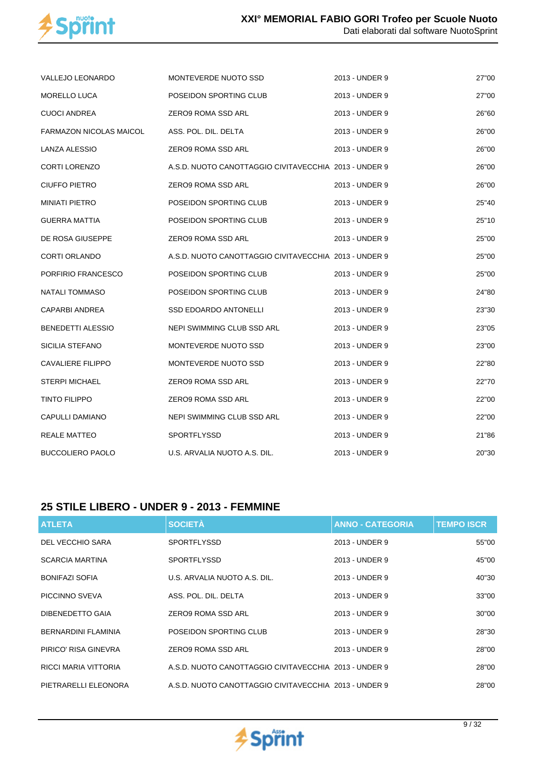| VALLEJO LEONARDO | MONTEVERDE NUOTO SSD | 2013 - UNDER 9 | 27"00 |
|---|---|---|---|
| MORELLO LUCA | POSEIDON SPORTING CLUB | 2013 - UNDER 9 | 27"00 |
| CUOCI ANDREA | ZERO9 ROMA SSD ARL | 2013 - UNDER 9 | 26"60 |
| FARMAZON NICOLAS MAICOL | ASS. POL. DIL. DELTA | 2013 - UNDER 9 | 26"00 |
| LANZA ALESSIO | ZERO9 ROMA SSD ARL | 2013 - UNDER 9 | 26"00 |
| CORTI LORENZO | A.S.D. NUOTO CANOTTAGGIO CIVITAVECCHIA | 2013 - UNDER 9 | 26"00 |
| CIUFFO PIETRO | ZERO9 ROMA SSD ARL | 2013 - UNDER 9 | 26"00 |
| MINIATI PIETRO | POSEIDON SPORTING CLUB | 2013 - UNDER 9 | 25"40 |
| GUERRA MATTIA | POSEIDON SPORTING CLUB | 2013 - UNDER 9 | 25"10 |
| DE ROSA GIUSEPPE | ZERO9 ROMA SSD ARL | 2013 - UNDER 9 | 25"00 |
| CORTI ORLANDO | A.S.D. NUOTO CANOTTAGGIO CIVITAVECCHIA | 2013 - UNDER 9 | 25"00 |
| PORFIRIO FRANCESCO | POSEIDON SPORTING CLUB | 2013 - UNDER 9 | 25"00 |
| NATALI TOMMASO | POSEIDON SPORTING CLUB | 2013 - UNDER 9 | 24"80 |
| CAPARBI ANDREA | SSD EDOARDO ANTONELLI | 2013 - UNDER 9 | 23"30 |
| BENEDETTI ALESSIO | NEPI SWIMMING CLUB SSD ARL | 2013 - UNDER 9 | 23"05 |
| SICILIA STEFANO | MONTEVERDE NUOTO SSD | 2013 - UNDER 9 | 23"00 |
| CAVALIERE FILIPPO | MONTEVERDE NUOTO SSD | 2013 - UNDER 9 | 22"80 |
| STERPI MICHAEL | ZERO9 ROMA SSD ARL | 2013 - UNDER 9 | 22"70 |
| TINTO FILIPPO | ZERO9 ROMA SSD ARL | 2013 - UNDER 9 | 22"00 |
| CAPULLI DAMIANO | NEPI SWIMMING CLUB SSD ARL | 2013 - UNDER 9 | 22"00 |
| REALE MATTEO | SPORTFLYSSD | 2013 - UNDER 9 | 21"86 |
| BUCCOLIERO PAOLO | U.S. ARVALIA NUOTO A.S. DIL. | 2013 - UNDER 9 | 20"30 |

## 25 STILE LIBERO - UNDER 9 - 2013 - FEMMINE

| ATLETA | SOCIETÀ | ANNO - CATEGORIA | TEMPO ISCR |
|---|---|---|---|
| DEL VECCHIO SARA | SPORTFLYSSD | 2013 - UNDER 9 | 55"00 |
| SCARCIA MARTINA | SPORTFLYSSD | 2013 - UNDER 9 | 45"00 |
| BONIFAZI SOFIA | U.S. ARVALIA NUOTO A.S. DIL. | 2013 - UNDER 9 | 40"30 |
| PICCINNO SVEVA | ASS. POL. DIL. DELTA | 2013 - UNDER 9 | 33"00 |
| DIBENEDETTO GAIA | ZERO9 ROMA SSD ARL | 2013 - UNDER 9 | 30"00 |
| BERNARDINI FLAMINIA | POSEIDON SPORTING CLUB | 2013 - UNDER 9 | 28"30 |
| PIRICO' RISA GINEVRA | ZERO9 ROMA SSD ARL | 2013 - UNDER 9 | 28"00 |
| RICCI MARIA VITTORIA | A.S.D. NUOTO CANOTTAGGIO CIVITAVECCHIA | 2013 - UNDER 9 | 28"00 |
| PIETRARELLI ELEONORA | A.S.D. NUOTO CANOTTAGGIO CIVITAVECCHIA | 2013 - UNDER 9 | 28"00 |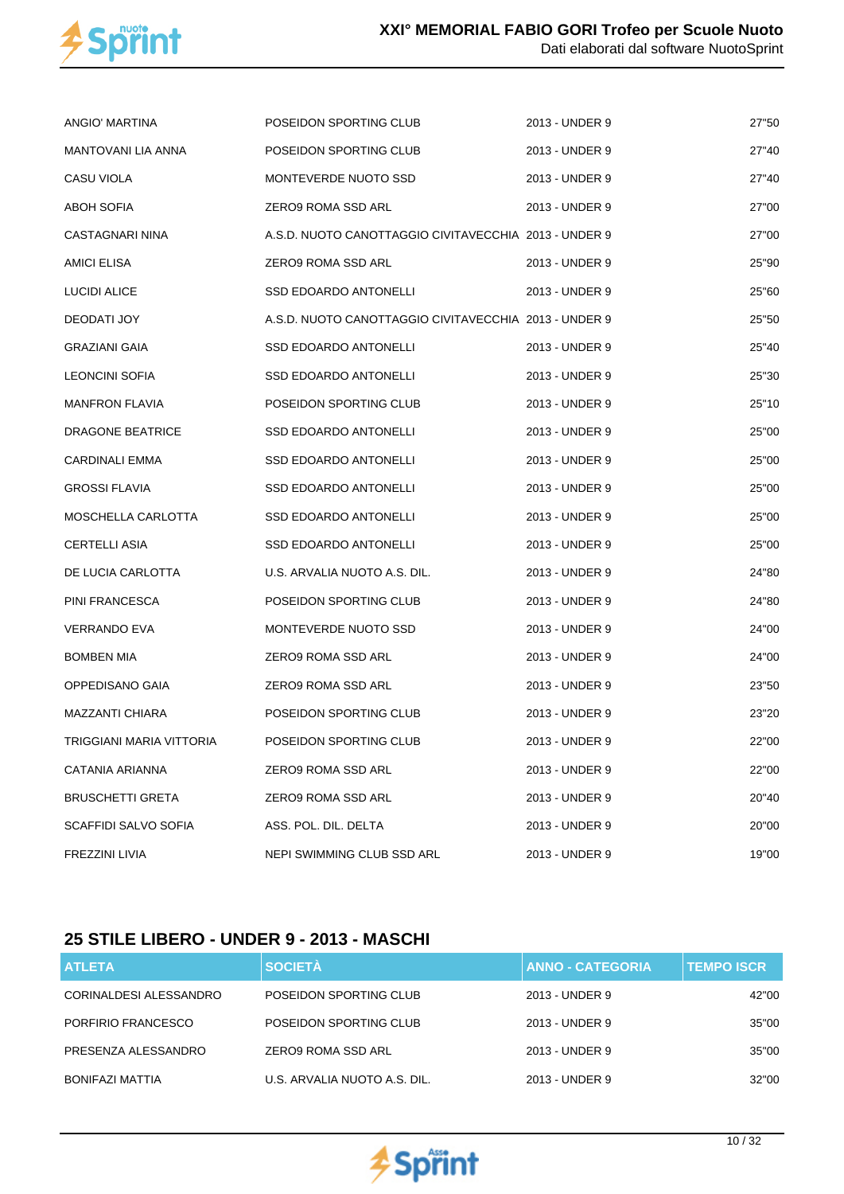| ATLETA | SOCIETÀ | ANNO - CATEGORIA | TEMPO ISCR |
|---|---|---|---|
| ANGIO' MARTINA | POSEIDON SPORTING CLUB | 2013 - UNDER 9 | 27"50 |
| MANTOVANI LIA ANNA | POSEIDON SPORTING CLUB | 2013 - UNDER 9 | 27"40 |
| CASU VIOLA | MONTEVERDE NUOTO SSD | 2013 - UNDER 9 | 27"40 |
| ABOH SOFIA | ZERO9 ROMA SSD ARL | 2013 - UNDER 9 | 27"00 |
| CASTAGNARI NINA | A.S.D. NUOTO CANOTTAGGIO CIVITAVECCHIA | 2013 - UNDER 9 | 27"00 |
| AMICI ELISA | ZERO9 ROMA SSD ARL | 2013 - UNDER 9 | 25"90 |
| LUCIDI ALICE | SSD EDOARDO ANTONELLI | 2013 - UNDER 9 | 25"60 |
| DEODATI JOY | A.S.D. NUOTO CANOTTAGGIO CIVITAVECCHIA | 2013 - UNDER 9 | 25"50 |
| GRAZIANI GAIA | SSD EDOARDO ANTONELLI | 2013 - UNDER 9 | 25"40 |
| LEONCINI SOFIA | SSD EDOARDO ANTONELLI | 2013 - UNDER 9 | 25"30 |
| MANFRON FLAVIA | POSEIDON SPORTING CLUB | 2013 - UNDER 9 | 25"10 |
| DRAGONE BEATRICE | SSD EDOARDO ANTONELLI | 2013 - UNDER 9 | 25"00 |
| CARDINALI EMMA | SSD EDOARDO ANTONELLI | 2013 - UNDER 9 | 25"00 |
| GROSSI FLAVIA | SSD EDOARDO ANTONELLI | 2013 - UNDER 9 | 25"00 |
| MOSCHELLA CARLOTTA | SSD EDOARDO ANTONELLI | 2013 - UNDER 9 | 25"00 |
| CERTELLI ASIA | SSD EDOARDO ANTONELLI | 2013 - UNDER 9 | 25"00 |
| DE LUCIA CARLOTTA | U.S. ARVALIA NUOTO A.S. DIL. | 2013 - UNDER 9 | 24"80 |
| PINI FRANCESCA | POSEIDON SPORTING CLUB | 2013 - UNDER 9 | 24"80 |
| VERRANDO EVA | MONTEVERDE NUOTO SSD | 2013 - UNDER 9 | 24"00 |
| BOMBEN MIA | ZERO9 ROMA SSD ARL | 2013 - UNDER 9 | 24"00 |
| OPPEDISANO GAIA | ZERO9 ROMA SSD ARL | 2013 - UNDER 9 | 23"50 |
| MAZZANTI CHIARA | POSEIDON SPORTING CLUB | 2013 - UNDER 9 | 23"20 |
| TRIGGIANI MARIA VITTORIA | POSEIDON SPORTING CLUB | 2013 - UNDER 9 | 22"00 |
| CATANIA ARIANNA | ZERO9 ROMA SSD ARL | 2013 - UNDER 9 | 22"00 |
| BRUSCHETTI GRETA | ZERO9 ROMA SSD ARL | 2013 - UNDER 9 | 20"40 |
| SCAFFIDI SALVO SOFIA | ASS. POL. DIL. DELTA | 2013 - UNDER 9 | 20"00 |
| FREZZINI LIVIA | NEPI SWIMMING CLUB SSD ARL | 2013 - UNDER 9 | 19"00 |

## 25 STILE LIBERO - UNDER 9 - 2013 - MASCHI

| ATLETA | SOCIETÀ | ANNO - CATEGORIA | TEMPO ISCR |
|---|---|---|---|
| CORINALDESI ALESSANDRO | POSEIDON SPORTING CLUB | 2013 - UNDER 9 | 42"00 |
| PORFIRIO FRANCESCO | POSEIDON SPORTING CLUB | 2013 - UNDER 9 | 35"00 |
| PRESENZA ALESSANDRO | ZERO9 ROMA SSD ARL | 2013 - UNDER 9 | 35"00 |
| BONIFAZI MATTIA | U.S. ARVALIA NUOTO A.S. DIL. | 2013 - UNDER 9 | 32"00 |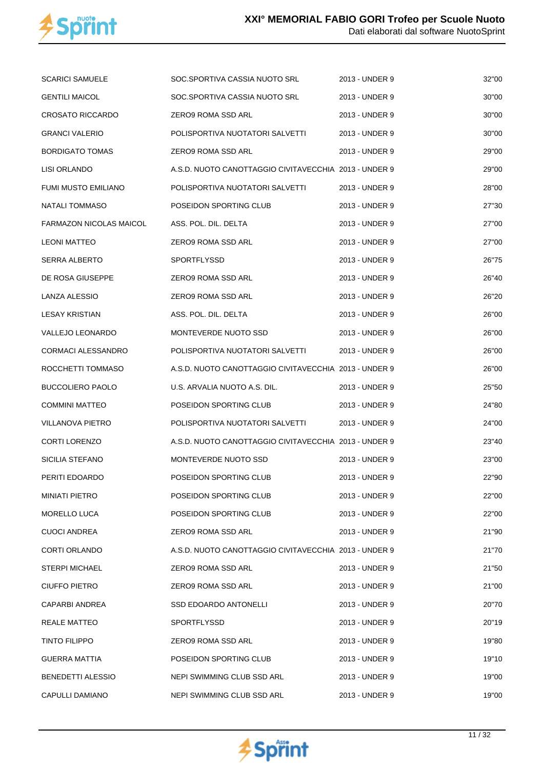| | | | |
|---|---|---|---|
| SCARICI SAMUELE | SOC.SPORTIVA CASSIA NUOTO SRL | 2013 - UNDER 9 | 32"00 |
| GENTILI MAICOL | SOC.SPORTIVA CASSIA NUOTO SRL | 2013 - UNDER 9 | 30"00 |
| CROSATO RICCARDO | ZERO9 ROMA SSD ARL | 2013 - UNDER 9 | 30"00 |
| GRANCI VALERIO | POLISPORTIVA NUOTATORI SALVETTI | 2013 - UNDER 9 | 30"00 |
| BORDIGATO TOMAS | ZERO9 ROMA SSD ARL | 2013 - UNDER 9 | 29"00 |
| LISI ORLANDO | A.S.D. NUOTO CANOTTAGGIO CIVITAVECCHIA | 2013 - UNDER 9 | 29"00 |
| FUMI MUSTO EMILIANO | POLISPORTIVA NUOTATORI SALVETTI | 2013 - UNDER 9 | 28"00 |
| NATALI TOMMASO | POSEIDON SPORTING CLUB | 2013 - UNDER 9 | 27"30 |
| FARMAZON NICOLAS MAICOL | ASS. POL. DIL. DELTA | 2013 - UNDER 9 | 27"00 |
| LEONI MATTEO | ZERO9 ROMA SSD ARL | 2013 - UNDER 9 | 27"00 |
| SERRA ALBERTO | SPORTFLYSSD | 2013 - UNDER 9 | 26"75 |
| DE ROSA GIUSEPPE | ZERO9 ROMA SSD ARL | 2013 - UNDER 9 | 26"40 |
| LANZA ALESSIO | ZERO9 ROMA SSD ARL | 2013 - UNDER 9 | 26"20 |
| LESAY KRISTIAN | ASS. POL. DIL. DELTA | 2013 - UNDER 9 | 26"00 |
| VALLEJO LEONARDO | MONTEVERDE NUOTO SSD | 2013 - UNDER 9 | 26"00 |
| CORMACI ALESSANDRO | POLISPORTIVA NUOTATORI SALVETTI | 2013 - UNDER 9 | 26"00 |
| ROCCHETTI TOMMASO | A.S.D. NUOTO CANOTTAGGIO CIVITAVECCHIA | 2013 - UNDER 9 | 26"00 |
| BUCCOLIERO PAOLO | U.S. ARVALIA NUOTO A.S. DIL. | 2013 - UNDER 9 | 25"50 |
| COMMINI MATTEO | POSEIDON SPORTING CLUB | 2013 - UNDER 9 | 24"80 |
| VILLANOVA PIETRO | POLISPORTIVA NUOTATORI SALVETTI | 2013 - UNDER 9 | 24"00 |
| CORTI LORENZO | A.S.D. NUOTO CANOTTAGGIO CIVITAVECCHIA | 2013 - UNDER 9 | 23"40 |
| SICILIA STEFANO | MONTEVERDE NUOTO SSD | 2013 - UNDER 9 | 23"00 |
| PERITI EDOARDO | POSEIDON SPORTING CLUB | 2013 - UNDER 9 | 22"90 |
| MINIATI PIETRO | POSEIDON SPORTING CLUB | 2013 - UNDER 9 | 22"00 |
| MORELLO LUCA | POSEIDON SPORTING CLUB | 2013 - UNDER 9 | 22"00 |
| CUOCI ANDREA | ZERO9 ROMA SSD ARL | 2013 - UNDER 9 | 21"90 |
| CORTI ORLANDO | A.S.D. NUOTO CANOTTAGGIO CIVITAVECCHIA | 2013 - UNDER 9 | 21"70 |
| STERPI MICHAEL | ZERO9 ROMA SSD ARL | 2013 - UNDER 9 | 21"50 |
| CIUFFO PIETRO | ZERO9 ROMA SSD ARL | 2013 - UNDER 9 | 21"00 |
| CAPARBI ANDREA | SSD EDOARDO ANTONELLI | 2013 - UNDER 9 | 20"70 |
| REALE MATTEO | SPORTFLYSSD | 2013 - UNDER 9 | 20"19 |
| TINTO FILIPPO | ZERO9 ROMA SSD ARL | 2013 - UNDER 9 | 19"80 |
| GUERRA MATTIA | POSEIDON SPORTING CLUB | 2013 - UNDER 9 | 19"10 |
| BENEDETTI ALESSIO | NEPI SWIMMING CLUB SSD ARL | 2013 - UNDER 9 | 19"00 |
| CAPULLI DAMIANO | NEPI SWIMMING CLUB SSD ARL | 2013 - UNDER 9 | 19"00 |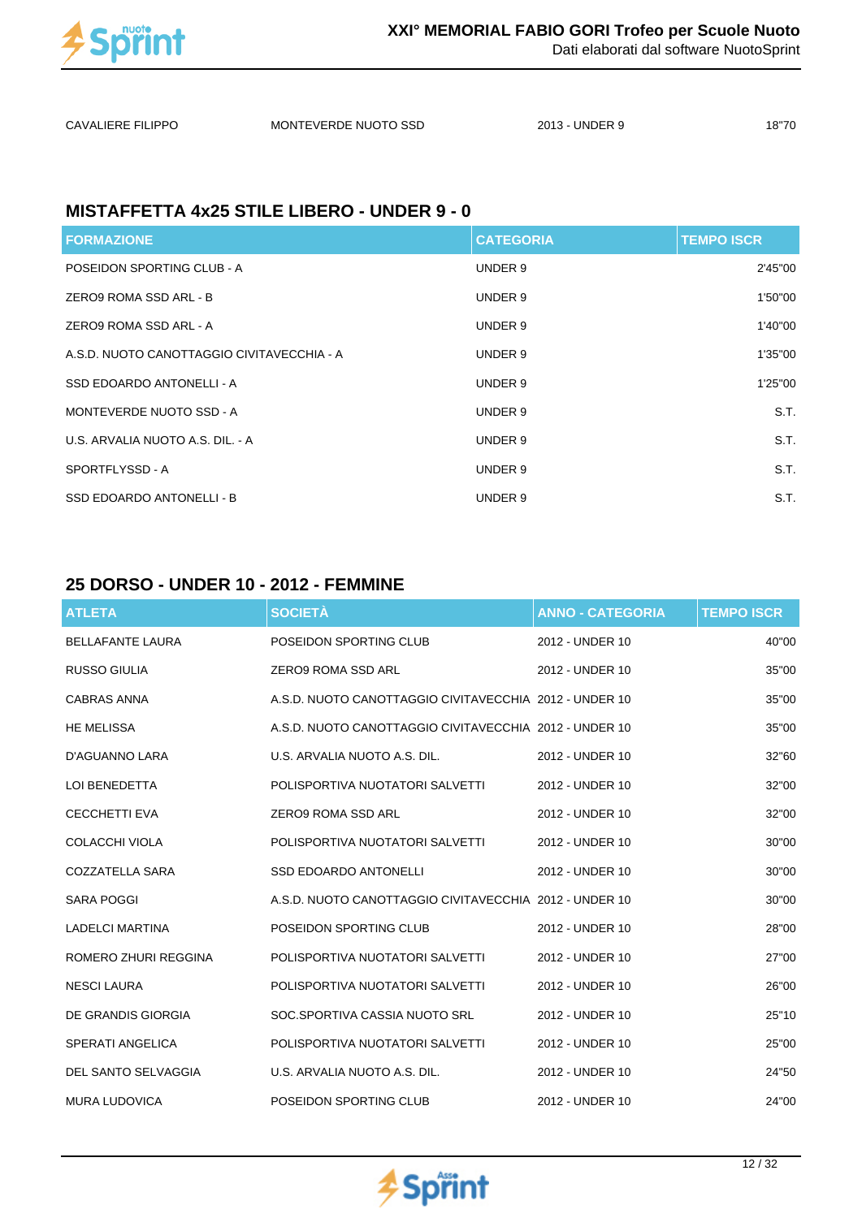| CAVALIERE FILIPPO | MONTEVERDE NUOTO SSD | 2013 - UNDER 9 | 18"70 |
|---|---|---|---|

## MISTAFFETTA 4x25 STILE LIBERO - UNDER 9 - 0

| FORMAZIONE | CATEGORIA | TEMPO ISCR |
|---|---|---|
| POSEIDON SPORTING CLUB - A | UNDER 9 | 2'45"00 |
| ZERO9 ROMA SSD ARL - B | UNDER 9 | 1'50"00 |
| ZERO9 ROMA SSD ARL - A | UNDER 9 | 1'40"00 |
| A.S.D. NUOTO CANOTTAGGIO CIVITAVECCHIA - A | UNDER 9 | 1'35"00 |
| SSD EDOARDO ANTONELLI - A | UNDER 9 | 1'25"00 |
| MONTEVERDE NUOTO SSD - A | UNDER 9 | S.T. |
| U.S. ARVALIA NUOTO A.S. DIL. - A | UNDER 9 | S.T. |
| SPORTFLYSSD - A | UNDER 9 | S.T. |
| SSD EDOARDO ANTONELLI - B | UNDER 9 | S.T. |

## 25 DORSO - UNDER 10 - 2012 - FEMMINE

| ATLETA | SOCIETÀ | ANNO - CATEGORIA | TEMPO ISCR |
|---|---|---|---|
| BELLAFANTE LAURA | POSEIDON SPORTING CLUB | 2012 - UNDER 10 | 40"00 |
| RUSSO GIULIA | ZERO9 ROMA SSD ARL | 2012 - UNDER 10 | 35"00 |
| CABRAS ANNA | A.S.D. NUOTO CANOTTAGGIO CIVITAVECCHIA | 2012 - UNDER 10 | 35"00 |
| HE MELISSA | A.S.D. NUOTO CANOTTAGGIO CIVITAVECCHIA | 2012 - UNDER 10 | 35"00 |
| D'AGUANNO LARA | U.S. ARVALIA NUOTO A.S. DIL. | 2012 - UNDER 10 | 32"60 |
| LOI BENEDETTA | POLISPORTIVA NUOTATORI SALVETTI | 2012 - UNDER 10 | 32"00 |
| CECCHETTI EVA | ZERO9 ROMA SSD ARL | 2012 - UNDER 10 | 32"00 |
| COLACCHI VIOLA | POLISPORTIVA NUOTATORI SALVETTI | 2012 - UNDER 10 | 30"00 |
| COZZATELLA SARA | SSD EDOARDO ANTONELLI | 2012 - UNDER 10 | 30"00 |
| SARA POGGI | A.S.D. NUOTO CANOTTAGGIO CIVITAVECCHIA | 2012 - UNDER 10 | 30"00 |
| LADELCI MARTINA | POSEIDON SPORTING CLUB | 2012 - UNDER 10 | 28"00 |
| ROMERO ZHURI REGGINA | POLISPORTIVA NUOTATORI SALVETTI | 2012 - UNDER 10 | 27"00 |
| NESCI LAURA | POLISPORTIVA NUOTATORI SALVETTI | 2012 - UNDER 10 | 26"00 |
| DE GRANDIS GIORGIA | SOC.SPORTIVA CASSIA NUOTO SRL | 2012 - UNDER 10 | 25"10 |
| SPERATI ANGELICA | POLISPORTIVA NUOTATORI SALVETTI | 2012 - UNDER 10 | 25"00 |
| DEL SANTO SELVAGGIA | U.S. ARVALIA NUOTO A.S. DIL. | 2012 - UNDER 10 | 24"50 |
| MURA LUDOVICA | POSEIDON SPORTING CLUB | 2012 - UNDER 10 | 24"00 |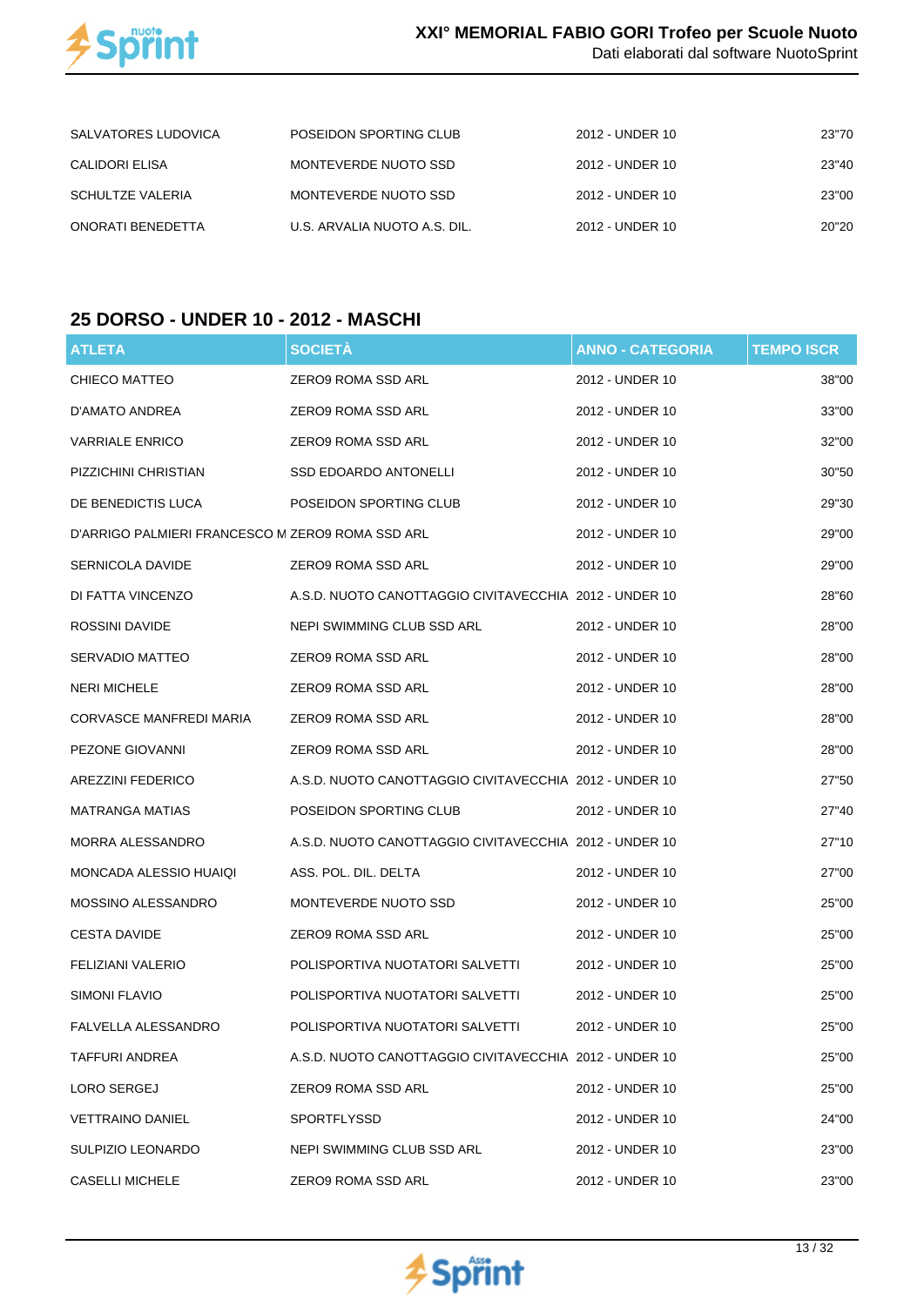| | | | |
|---|---|---|---|
| SALVATORES LUDOVICA | POSEIDON SPORTING CLUB | 2012 - UNDER 10 | 23"70 |
| CALIDORI ELISA | MONTEVERDE NUOTO SSD | 2012 - UNDER 10 | 23"40 |
| SCHULTZE VALERIA | MONTEVERDE NUOTO SSD | 2012 - UNDER 10 | 23"00 |
| ONORATI BENEDETTA | U.S. ARVALIA NUOTO A.S. DIL. | 2012 - UNDER 10 | 20"20 |

## 25 DORSO - UNDER 10 - 2012 - MASCHI

| ATLETA | SOCIETÀ | ANNO - CATEGORIA | TEMPO ISCR |
|---|---|---|---|
| CHIECO MATTEO | ZERO9 ROMA SSD ARL | 2012 - UNDER 10 | 38"00 |
| D'AMATO ANDREA | ZERO9 ROMA SSD ARL | 2012 - UNDER 10 | 33"00 |
| VARRIALE ENRICO | ZERO9 ROMA SSD ARL | 2012 - UNDER 10 | 32"00 |
| PIZZICHINI CHRISTIAN | SSD EDOARDO ANTONELLI | 2012 - UNDER 10 | 30"50 |
| DE BENEDICTIS LUCA | POSEIDON SPORTING CLUB | 2012 - UNDER 10 | 29"30 |
| D'ARRIGO PALMIERI FRANCESCO M | ZERO9 ROMA SSD ARL | 2012 - UNDER 10 | 29"00 |
| SERNICOLA DAVIDE | ZERO9 ROMA SSD ARL | 2012 - UNDER 10 | 29"00 |
| DI FATTA VINCENZO | A.S.D. NUOTO CANOTTAGGIO CIVITAVECCHIA | 2012 - UNDER 10 | 28"60 |
| ROSSINI DAVIDE | NEPI SWIMMING CLUB SSD ARL | 2012 - UNDER 10 | 28"00 |
| SERVADIO MATTEO | ZERO9 ROMA SSD ARL | 2012 - UNDER 10 | 28"00 |
| NERI MICHELE | ZERO9 ROMA SSD ARL | 2012 - UNDER 10 | 28"00 |
| CORVASCE MANFREDI MARIA | ZERO9 ROMA SSD ARL | 2012 - UNDER 10 | 28"00 |
| PEZONE GIOVANNI | ZERO9 ROMA SSD ARL | 2012 - UNDER 10 | 28"00 |
| AREZZINI FEDERICO | A.S.D. NUOTO CANOTTAGGIO CIVITAVECCHIA | 2012 - UNDER 10 | 27"50 |
| MATRANGA MATIAS | POSEIDON SPORTING CLUB | 2012 - UNDER 10 | 27"40 |
| MORRA ALESSANDRO | A.S.D. NUOTO CANOTTAGGIO CIVITAVECCHIA | 2012 - UNDER 10 | 27"10 |
| MONCADA ALESSIO HUAIQI | ASS. POL. DIL. DELTA | 2012 - UNDER 10 | 27"00 |
| MOSSINO ALESSANDRO | MONTEVERDE NUOTO SSD | 2012 - UNDER 10 | 25"00 |
| CESTA DAVIDE | ZERO9 ROMA SSD ARL | 2012 - UNDER 10 | 25"00 |
| FELIZIANI VALERIO | POLISPORTIVA NUOTATORI SALVETTI | 2012 - UNDER 10 | 25"00 |
| SIMONI FLAVIO | POLISPORTIVA NUOTATORI SALVETTI | 2012 - UNDER 10 | 25"00 |
| FALVELLA ALESSANDRO | POLISPORTIVA NUOTATORI SALVETTI | 2012 - UNDER 10 | 25"00 |
| TAFFURI ANDREA | A.S.D. NUOTO CANOTTAGGIO CIVITAVECCHIA | 2012 - UNDER 10 | 25"00 |
| LORO SERGEJ | ZERO9 ROMA SSD ARL | 2012 - UNDER 10 | 25"00 |
| VETTRAINO DANIEL | SPORTFLYSSD | 2012 - UNDER 10 | 24"00 |
| SULPIZIO LEONARDO | NEPI SWIMMING CLUB SSD ARL | 2012 - UNDER 10 | 23"00 |
| CASELLI MICHELE | ZERO9 ROMA SSD ARL | 2012 - UNDER 10 | 23"00 |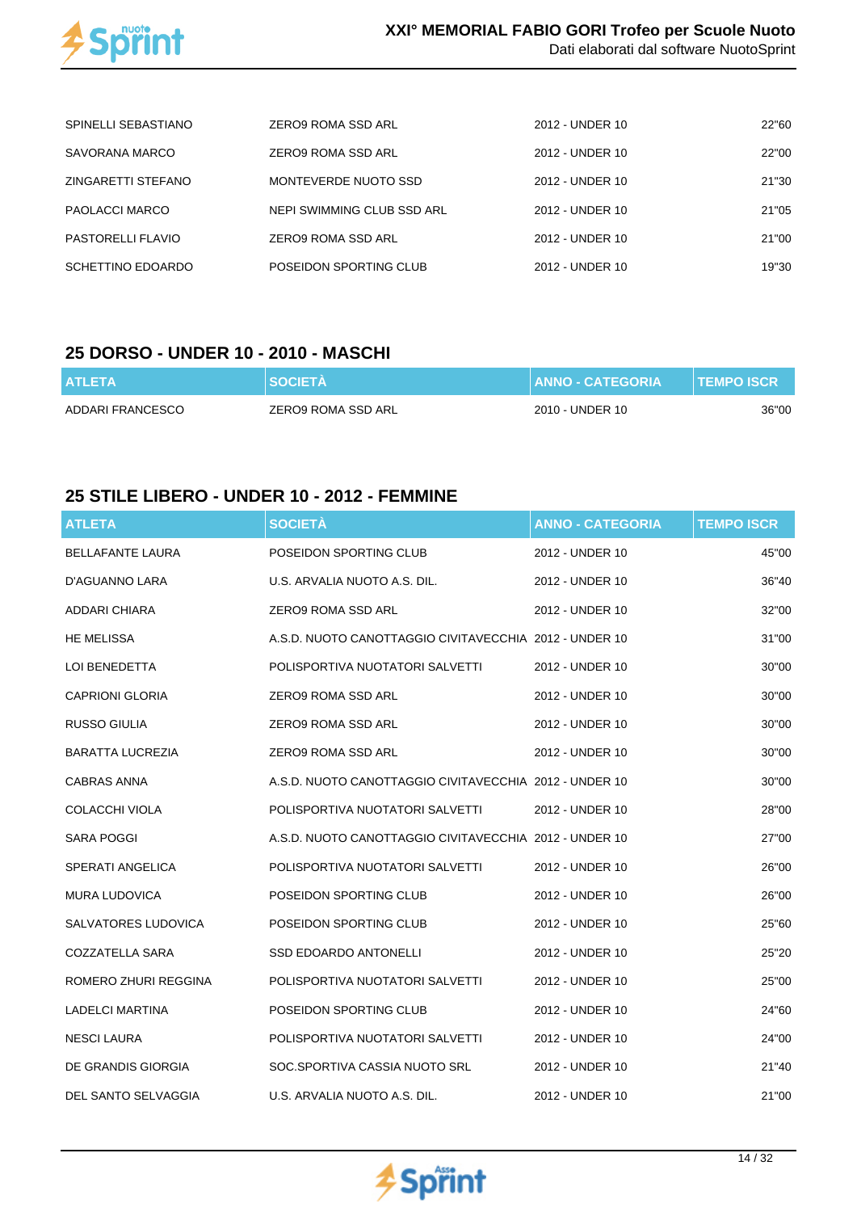| ATLETA | SOCIETÀ | ANNO - CATEGORIA | TEMPO ISCR |
|---|---|---|---|
| SPINELLI SEBASTIANO | ZERO9 ROMA SSD ARL | 2012 - UNDER 10 | 22"60 |
| SAVORANA MARCO | ZERO9 ROMA SSD ARL | 2012 - UNDER 10 | 22"00 |
| ZINGARETTI STEFANO | MONTEVERDE NUOTO SSD | 2012 - UNDER 10 | 21"30 |
| PAOLACCI MARCO | NEPI SWIMMING CLUB SSD ARL | 2012 - UNDER 10 | 21"05 |
| PASTORELLI FLAVIO | ZERO9 ROMA SSD ARL | 2012 - UNDER 10 | 21"00 |
| SCHETTINO EDOARDO | POSEIDON SPORTING CLUB | 2012 - UNDER 10 | 19"30 |

## 25 DORSO - UNDER 10 - 2010 - MASCHI

| ATLETA | SOCIETÀ | ANNO - CATEGORIA | TEMPO ISCR |
|---|---|---|---|
| ADDARI FRANCESCO | ZERO9 ROMA SSD ARL | 2010 - UNDER 10 | 36"00 |

## 25 STILE LIBERO - UNDER 10 - 2012 - FEMMINE

| ATLETA | SOCIETÀ | ANNO - CATEGORIA | TEMPO ISCR |
|---|---|---|---|
| BELLAFANTE LAURA | POSEIDON SPORTING CLUB | 2012 - UNDER 10 | 45"00 |
| D'AGUANNO LARA | U.S. ARVALIA NUOTO A.S. DIL. | 2012 - UNDER 10 | 36"40 |
| ADDARI CHIARA | ZERO9 ROMA SSD ARL | 2012 - UNDER 10 | 32"00 |
| HE MELISSA | A.S.D. NUOTO CANOTTAGGIO CIVITAVECCHIA | 2012 - UNDER 10 | 31"00 |
| LOI BENEDETTA | POLISPORTIVA NUOTATORI SALVETTI | 2012 - UNDER 10 | 30"00 |
| CAPRIONI GLORIA | ZERO9 ROMA SSD ARL | 2012 - UNDER 10 | 30"00 |
| RUSSO GIULIA | ZERO9 ROMA SSD ARL | 2012 - UNDER 10 | 30"00 |
| BARATTA LUCREZIA | ZERO9 ROMA SSD ARL | 2012 - UNDER 10 | 30"00 |
| CABRAS ANNA | A.S.D. NUOTO CANOTTAGGIO CIVITAVECCHIA | 2012 - UNDER 10 | 30"00 |
| COLACCHI VIOLA | POLISPORTIVA NUOTATORI SALVETTI | 2012 - UNDER 10 | 28"00 |
| SARA POGGI | A.S.D. NUOTO CANOTTAGGIO CIVITAVECCHIA | 2012 - UNDER 10 | 27"00 |
| SPERATI ANGELICA | POLISPORTIVA NUOTATORI SALVETTI | 2012 - UNDER 10 | 26"00 |
| MURA LUDOVICA | POSEIDON SPORTING CLUB | 2012 - UNDER 10 | 26"00 |
| SALVATORES LUDOVICA | POSEIDON SPORTING CLUB | 2012 - UNDER 10 | 25"60 |
| COZZATELLA SARA | SSD EDOARDO ANTONELLI | 2012 - UNDER 10 | 25"20 |
| ROMERO ZHURI REGGINA | POLISPORTIVA NUOTATORI SALVETTI | 2012 - UNDER 10 | 25"00 |
| LADELCI MARTINA | POSEIDON SPORTING CLUB | 2012 - UNDER 10 | 24"60 |
| NESCI LAURA | POLISPORTIVA NUOTATORI SALVETTI | 2012 - UNDER 10 | 24"00 |
| DE GRANDIS GIORGIA | SOC.SPORTIVA CASSIA NUOTO SRL | 2012 - UNDER 10 | 21"40 |
| DEL SANTO SELVAGGIA | U.S. ARVALIA NUOTO A.S. DIL. | 2012 - UNDER 10 | 21"00 |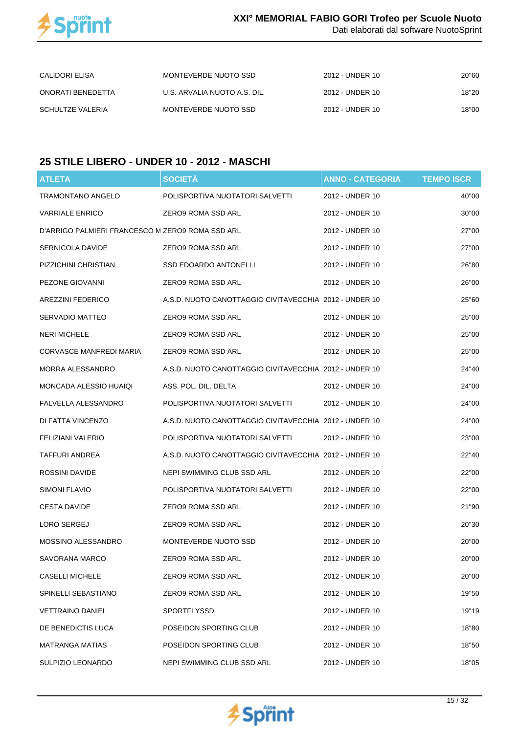| | | | |
|---|---|---|---|
| CALIDORI ELISA | MONTEVERDE NUOTO SSD | 2012 - UNDER 10 | 20"60 |
| ONORATI BENEDETTA | U.S. ARVALIA NUOTO A.S. DIL. | 2012 - UNDER 10 | 18"20 |
| SCHULTZE VALERIA | MONTEVERDE NUOTO SSD | 2012 - UNDER 10 | 18"00 |

## 25 STILE LIBERO - UNDER 10 - 2012 - MASCHI

| ATLETA | SOCIETÀ | ANNO - CATEGORIA | TEMPO ISCR |
|---|---|---|---|
| TRAMONTANO ANGELO | POLISPORTIVA NUOTATORI SALVETTI | 2012 - UNDER 10 | 40"00 |
| VARRIALE ENRICO | ZERO9 ROMA SSD ARL | 2012 - UNDER 10 | 30"00 |
| D'ARRIGO PALMIERI FRANCESCO M | ZERO9 ROMA SSD ARL | 2012 - UNDER 10 | 27"00 |
| SERNICOLA DAVIDE | ZERO9 ROMA SSD ARL | 2012 - UNDER 10 | 27"00 |
| PIZZICHINI CHRISTIAN | SSD EDOARDO ANTONELLI | 2012 - UNDER 10 | 26"80 |
| PEZONE GIOVANNI | ZERO9 ROMA SSD ARL | 2012 - UNDER 10 | 26"00 |
| AREZZINI FEDERICO | A.S.D. NUOTO CANOTTAGGIO CIVITAVECCHIA | 2012 - UNDER 10 | 25"60 |
| SERVADIO MATTEO | ZERO9 ROMA SSD ARL | 2012 - UNDER 10 | 25"00 |
| NERI MICHELE | ZERO9 ROMA SSD ARL | 2012 - UNDER 10 | 25"00 |
| CORVASCE MANFREDI MARIA | ZERO9 ROMA SSD ARL | 2012 - UNDER 10 | 25"00 |
| MORRA ALESSANDRO | A.S.D. NUOTO CANOTTAGGIO CIVITAVECCHIA | 2012 - UNDER 10 | 24"40 |
| MONCADA ALESSIO HUAIQI | ASS. POL. DIL. DELTA | 2012 - UNDER 10 | 24"00 |
| FALVELLA ALESSANDRO | POLISPORTIVA NUOTATORI SALVETTI | 2012 - UNDER 10 | 24"00 |
| DI FATTA VINCENZO | A.S.D. NUOTO CANOTTAGGIO CIVITAVECCHIA | 2012 - UNDER 10 | 24"00 |
| FELIZIANI VALERIO | POLISPORTIVA NUOTATORI SALVETTI | 2012 - UNDER 10 | 23"00 |
| TAFFURI ANDREA | A.S.D. NUOTO CANOTTAGGIO CIVITAVECCHIA | 2012 - UNDER 10 | 22"40 |
| ROSSINI DAVIDE | NEPI SWIMMING CLUB SSD ARL | 2012 - UNDER 10 | 22"00 |
| SIMONI FLAVIO | POLISPORTIVA NUOTATORI SALVETTI | 2012 - UNDER 10 | 22"00 |
| CESTA DAVIDE | ZERO9 ROMA SSD ARL | 2012 - UNDER 10 | 21"90 |
| LORO SERGEJ | ZERO9 ROMA SSD ARL | 2012 - UNDER 10 | 20"30 |
| MOSSINO ALESSANDRO | MONTEVERDE NUOTO SSD | 2012 - UNDER 10 | 20"00 |
| SAVORANA MARCO | ZERO9 ROMA SSD ARL | 2012 - UNDER 10 | 20"00 |
| CASELLI MICHELE | ZERO9 ROMA SSD ARL | 2012 - UNDER 10 | 20"00 |
| SPINELLI SEBASTIANO | ZERO9 ROMA SSD ARL | 2012 - UNDER 10 | 19"50 |
| VETTRAINO DANIEL | SPORTFLYSSD | 2012 - UNDER 10 | 19"19 |
| DE BENEDICTIS LUCA | POSEIDON SPORTING CLUB | 2012 - UNDER 10 | 18"80 |
| MATRANGA MATIAS | POSEIDON SPORTING CLUB | 2012 - UNDER 10 | 18"50 |
| SULPIZIO LEONARDO | NEPI SWIMMING CLUB SSD ARL | 2012 - UNDER 10 | 18"05 |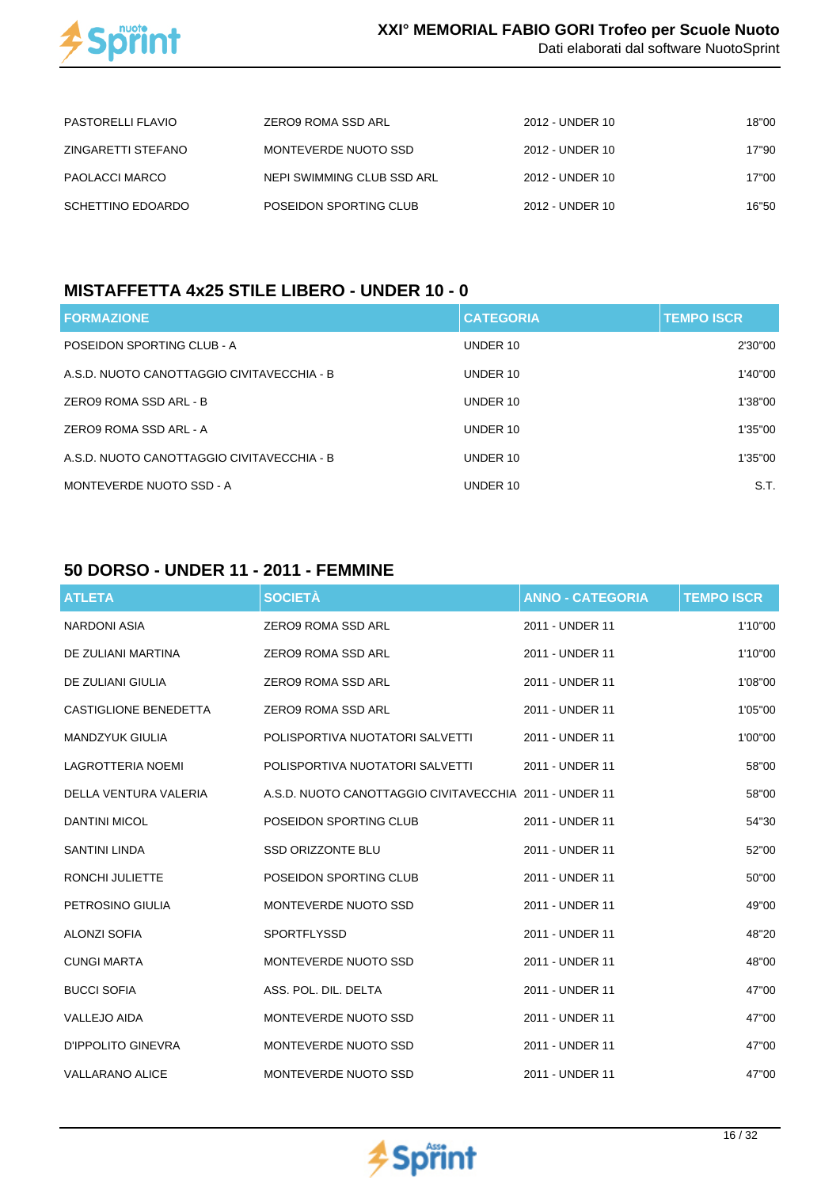| | | | |
|---|---|---|---|
| PASTORELLI FLAVIO | ZERO9 ROMA SSD ARL | 2012 - UNDER 10 | 18"00 |
| ZINGARETTI STEFANO | MONTEVERDE NUOTO SSD | 2012 - UNDER 10 | 17"90 |
| PAOLACCI MARCO | NEPI SWIMMING CLUB SSD ARL | 2012 - UNDER 10 | 17"00 |
| SCHETTINO EDOARDO | POSEIDON SPORTING CLUB | 2012 - UNDER 10 | 16"50 |

## MISTAFFETTA 4x25 STILE LIBERO - UNDER 10 - 0

| FORMAZIONE | CATEGORIA | TEMPO ISCR |
|---|---|---|
| POSEIDON SPORTING CLUB - A | UNDER 10 | 2'30"00 |
| A.S.D. NUOTO CANOTTAGGIO CIVITAVECCHIA - B | UNDER 10 | 1'40"00 |
| ZERO9 ROMA SSD ARL - B | UNDER 10 | 1'38"00 |
| ZERO9 ROMA SSD ARL - A | UNDER 10 | 1'35"00 |
| A.S.D. NUOTO CANOTTAGGIO CIVITAVECCHIA - B | UNDER 10 | 1'35"00 |
| MONTEVERDE NUOTO SSD - A | UNDER 10 | S.T. |

## 50 DORSO - UNDER 11 - 2011 - FEMMINE

| ATLETA | SOCIETÀ | ANNO - CATEGORIA | TEMPO ISCR |
|---|---|---|---|
| NARDONI ASIA | ZERO9 ROMA SSD ARL | 2011 - UNDER 11 | 1'10"00 |
| DE ZULIANI MARTINA | ZERO9 ROMA SSD ARL | 2011 - UNDER 11 | 1'10"00 |
| DE ZULIANI GIULIA | ZERO9 ROMA SSD ARL | 2011 - UNDER 11 | 1'08"00 |
| CASTIGLIONE BENEDETTA | ZERO9 ROMA SSD ARL | 2011 - UNDER 11 | 1'05"00 |
| MANDZYUK GIULIA | POLISPORTIVA NUOTATORI SALVETTI | 2011 - UNDER 11 | 1'00"00 |
| LAGROTTERIA NOEMI | POLISPORTIVA NUOTATORI SALVETTI | 2011 - UNDER 11 | 58"00 |
| DELLA VENTURA VALERIA | A.S.D. NUOTO CANOTTAGGIO CIVITAVECCHIA | 2011 - UNDER 11 | 58"00 |
| DANTINI MICOL | POSEIDON SPORTING CLUB | 2011 - UNDER 11 | 54"30 |
| SANTINI LINDA | SSD ORIZZONTE BLU | 2011 - UNDER 11 | 52"00 |
| RONCHI JULIETTE | POSEIDON SPORTING CLUB | 2011 - UNDER 11 | 50"00 |
| PETROSINO GIULIA | MONTEVERDE NUOTO SSD | 2011 - UNDER 11 | 49"00 |
| ALONZI SOFIA | SPORTFLYSSD | 2011 - UNDER 11 | 48"20 |
| CUNGI MARTA | MONTEVERDE NUOTO SSD | 2011 - UNDER 11 | 48"00 |
| BUCCI SOFIA | ASS. POL. DIL. DELTA | 2011 - UNDER 11 | 47"00 |
| VALLEJO AIDA | MONTEVERDE NUOTO SSD | 2011 - UNDER 11 | 47"00 |
| D'IPPOLITO GINEVRA | MONTEVERDE NUOTO SSD | 2011 - UNDER 11 | 47"00 |
| VALLARANO ALICE | MONTEVERDE NUOTO SSD | 2011 - UNDER 11 | 47"00 |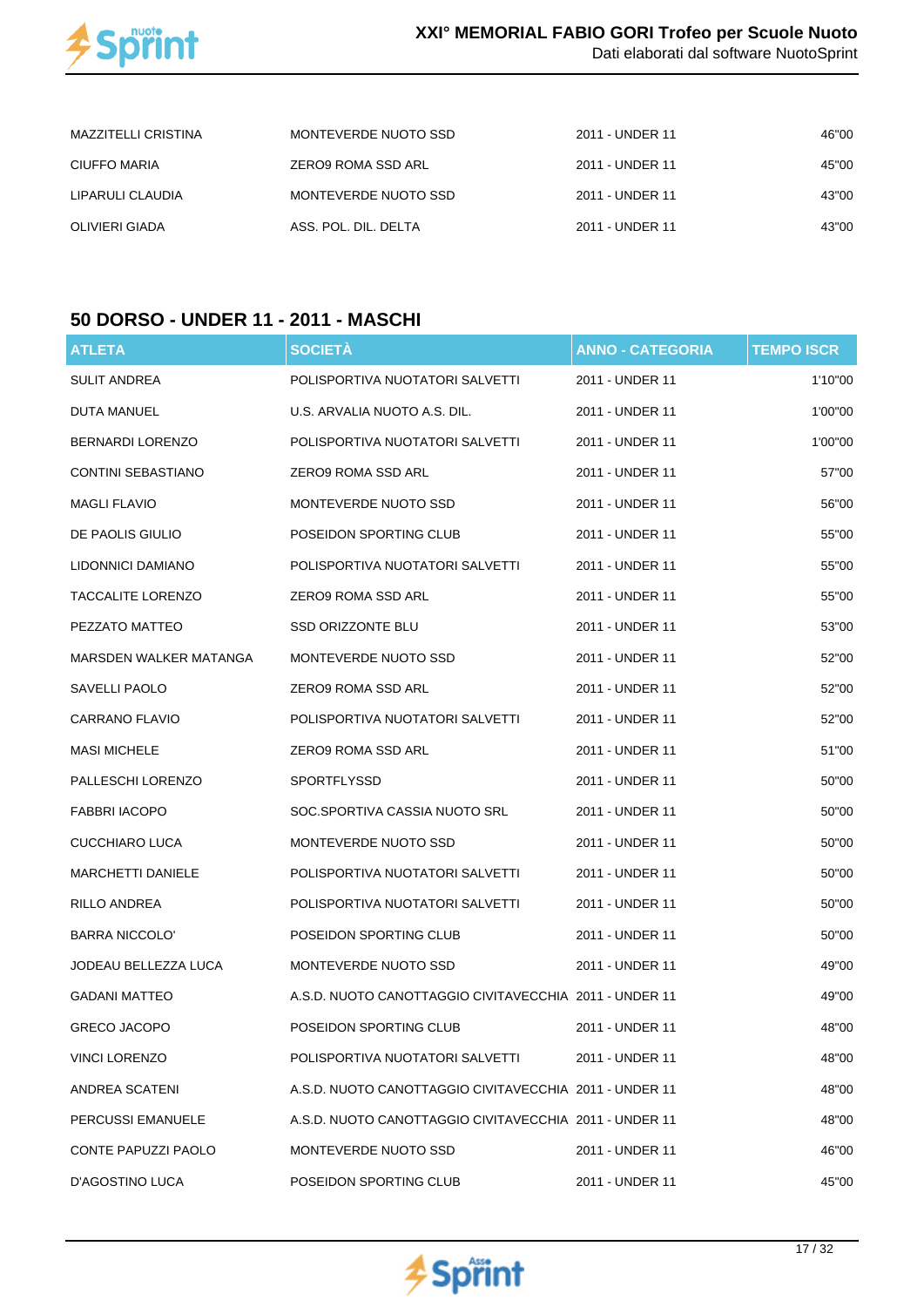| | | | |
|---|---|---|---|
| MAZZITELLI CRISTINA | MONTEVERDE NUOTO SSD | 2011 - UNDER 11 | 46"00 |
| CIUFFO MARIA | ZERO9 ROMA SSD ARL | 2011 - UNDER 11 | 45"00 |
| LIPARULI CLAUDIA | MONTEVERDE NUOTO SSD | 2011 - UNDER 11 | 43"00 |
| OLIVIERI GIADA | ASS. POL. DIL. DELTA | 2011 - UNDER 11 | 43"00 |

## 50 DORSO - UNDER 11 - 2011 - MASCHI

| ATLETA | SOCIETÀ | ANNO - CATEGORIA | TEMPO ISCR |
|---|---|---|---|
| SULIT ANDREA | POLISPORTIVA NUOTATORI SALVETTI | 2011 - UNDER 11 | 1'10"00 |
| DUTA MANUEL | U.S. ARVALIA NUOTO A.S. DIL. | 2011 - UNDER 11 | 1'00"00 |
| BERNARDI LORENZO | POLISPORTIVA NUOTATORI SALVETTI | 2011 - UNDER 11 | 1'00"00 |
| CONTINI SEBASTIANO | ZERO9 ROMA SSD ARL | 2011 - UNDER 11 | 57"00 |
| MAGLI FLAVIO | MONTEVERDE NUOTO SSD | 2011 - UNDER 11 | 56"00 |
| DE PAOLIS GIULIO | POSEIDON SPORTING CLUB | 2011 - UNDER 11 | 55"00 |
| LIDONNICI DAMIANO | POLISPORTIVA NUOTATORI SALVETTI | 2011 - UNDER 11 | 55"00 |
| TACCALITE LORENZO | ZERO9 ROMA SSD ARL | 2011 - UNDER 11 | 55"00 |
| PEZZATO MATTEO | SSD ORIZZONTE BLU | 2011 - UNDER 11 | 53"00 |
| MARSDEN WALKER MATANGA | MONTEVERDE NUOTO SSD | 2011 - UNDER 11 | 52"00 |
| SAVELLI PAOLO | ZERO9 ROMA SSD ARL | 2011 - UNDER 11 | 52"00 |
| CARRANO FLAVIO | POLISPORTIVA NUOTATORI SALVETTI | 2011 - UNDER 11 | 52"00 |
| MASI MICHELE | ZERO9 ROMA SSD ARL | 2011 - UNDER 11 | 51"00 |
| PALLESCHI LORENZO | SPORTFLYSSD | 2011 - UNDER 11 | 50"00 |
| FABBRI IACOPO | SOC.SPORTIVA CASSIA NUOTO SRL | 2011 - UNDER 11 | 50"00 |
| CUCCHIARO LUCA | MONTEVERDE NUOTO SSD | 2011 - UNDER 11 | 50"00 |
| MARCHETTI DANIELE | POLISPORTIVA NUOTATORI SALVETTI | 2011 - UNDER 11 | 50"00 |
| RILLO ANDREA | POLISPORTIVA NUOTATORI SALVETTI | 2011 - UNDER 11 | 50"00 |
| BARRA NICCOLO' | POSEIDON SPORTING CLUB | 2011 - UNDER 11 | 50"00 |
| JODEAU BELLEZZA LUCA | MONTEVERDE NUOTO SSD | 2011 - UNDER 11 | 49"00 |
| GADANI MATTEO | A.S.D. NUOTO CANOTTAGGIO CIVITAVECCHIA | 2011 - UNDER 11 | 49"00 |
| GRECO JACOPO | POSEIDON SPORTING CLUB | 2011 - UNDER 11 | 48"00 |
| VINCI LORENZO | POLISPORTIVA NUOTATORI SALVETTI | 2011 - UNDER 11 | 48"00 |
| ANDREA SCATENI | A.S.D. NUOTO CANOTTAGGIO CIVITAVECCHIA | 2011 - UNDER 11 | 48"00 |
| PERCUSSI EMANUELE | A.S.D. NUOTO CANOTTAGGIO CIVITAVECCHIA | 2011 - UNDER 11 | 48"00 |
| CONTE PAPUZZI PAOLO | MONTEVERDE NUOTO SSD | 2011 - UNDER 11 | 46"00 |
| D'AGOSTINO LUCA | POSEIDON SPORTING CLUB | 2011 - UNDER 11 | 45"00 |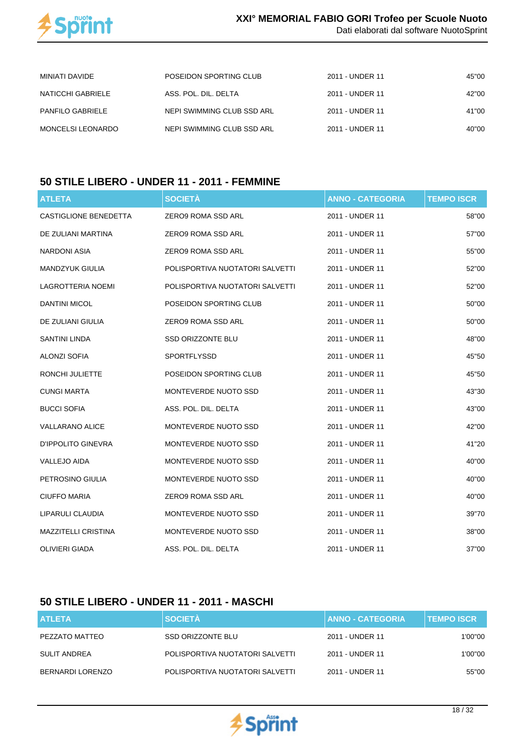| | | | |
|---|---|---|---|
| MINIATI DAVIDE | POSEIDON SPORTING CLUB | 2011 - UNDER 11 | 45"00 |
| NATICCHI GABRIELE | ASS. POL. DIL. DELTA | 2011 - UNDER 11 | 42"00 |
| PANFILO GABRIELE | NEPI SWIMMING CLUB SSD ARL | 2011 - UNDER 11 | 41"00 |
| MONCELSI LEONARDO | NEPI SWIMMING CLUB SSD ARL | 2011 - UNDER 11 | 40"00 |

## 50 STILE LIBERO - UNDER 11 - 2011 - FEMMINE

| ATLETA | SOCIETÀ | ANNO - CATEGORIA | TEMPO ISCR |
|---|---|---|---|
| CASTIGLIONE BENEDETTA | ZERO9 ROMA SSD ARL | 2011 - UNDER 11 | 58"00 |
| DE ZULIANI MARTINA | ZERO9 ROMA SSD ARL | 2011 - UNDER 11 | 57"00 |
| NARDONI ASIA | ZERO9 ROMA SSD ARL | 2011 - UNDER 11 | 55"00 |
| MANDZYUK GIULIA | POLISPORTIVA NUOTATORI SALVETTI | 2011 - UNDER 11 | 52"00 |
| LAGROTTERIA NOEMI | POLISPORTIVA NUOTATORI SALVETTI | 2011 - UNDER 11 | 52"00 |
| DANTINI MICOL | POSEIDON SPORTING CLUB | 2011 - UNDER 11 | 50"00 |
| DE ZULIANI GIULIA | ZERO9 ROMA SSD ARL | 2011 - UNDER 11 | 50"00 |
| SANTINI LINDA | SSD ORIZZONTE BLU | 2011 - UNDER 11 | 48"00 |
| ALONZI SOFIA | SPORTFLYSSD | 2011 - UNDER 11 | 45"50 |
| RONCHI JULIETTE | POSEIDON SPORTING CLUB | 2011 - UNDER 11 | 45"50 |
| CUNGI MARTA | MONTEVERDE NUOTO SSD | 2011 - UNDER 11 | 43"30 |
| BUCCI SOFIA | ASS. POL. DIL. DELTA | 2011 - UNDER 11 | 43"00 |
| VALLARANO ALICE | MONTEVERDE NUOTO SSD | 2011 - UNDER 11 | 42"00 |
| D'IPPOLITO GINEVRA | MONTEVERDE NUOTO SSD | 2011 - UNDER 11 | 41"20 |
| VALLEJO AIDA | MONTEVERDE NUOTO SSD | 2011 - UNDER 11 | 40"00 |
| PETROSINO GIULIA | MONTEVERDE NUOTO SSD | 2011 - UNDER 11 | 40"00 |
| CIUFFO MARIA | ZERO9 ROMA SSD ARL | 2011 - UNDER 11 | 40"00 |
| LIPARULI CLAUDIA | MONTEVERDE NUOTO SSD | 2011 - UNDER 11 | 39"70 |
| MAZZITELLI CRISTINA | MONTEVERDE NUOTO SSD | 2011 - UNDER 11 | 38"00 |
| OLIVIERI GIADA | ASS. POL. DIL. DELTA | 2011 - UNDER 11 | 37"00 |

## 50 STILE LIBERO - UNDER 11 - 2011 - MASCHI

| ATLETA | SOCIETÀ | ANNO - CATEGORIA | TEMPO ISCR |
|---|---|---|---|
| PEZZATO MATTEO | SSD ORIZZONTE BLU | 2011 - UNDER 11 | 1'00"00 |
| SULIT ANDREA | POLISPORTIVA NUOTATORI SALVETTI | 2011 - UNDER 11 | 1'00"00 |
| BERNARDI LORENZO | POLISPORTIVA NUOTATORI SALVETTI | 2011 - UNDER 11 | 55"00 |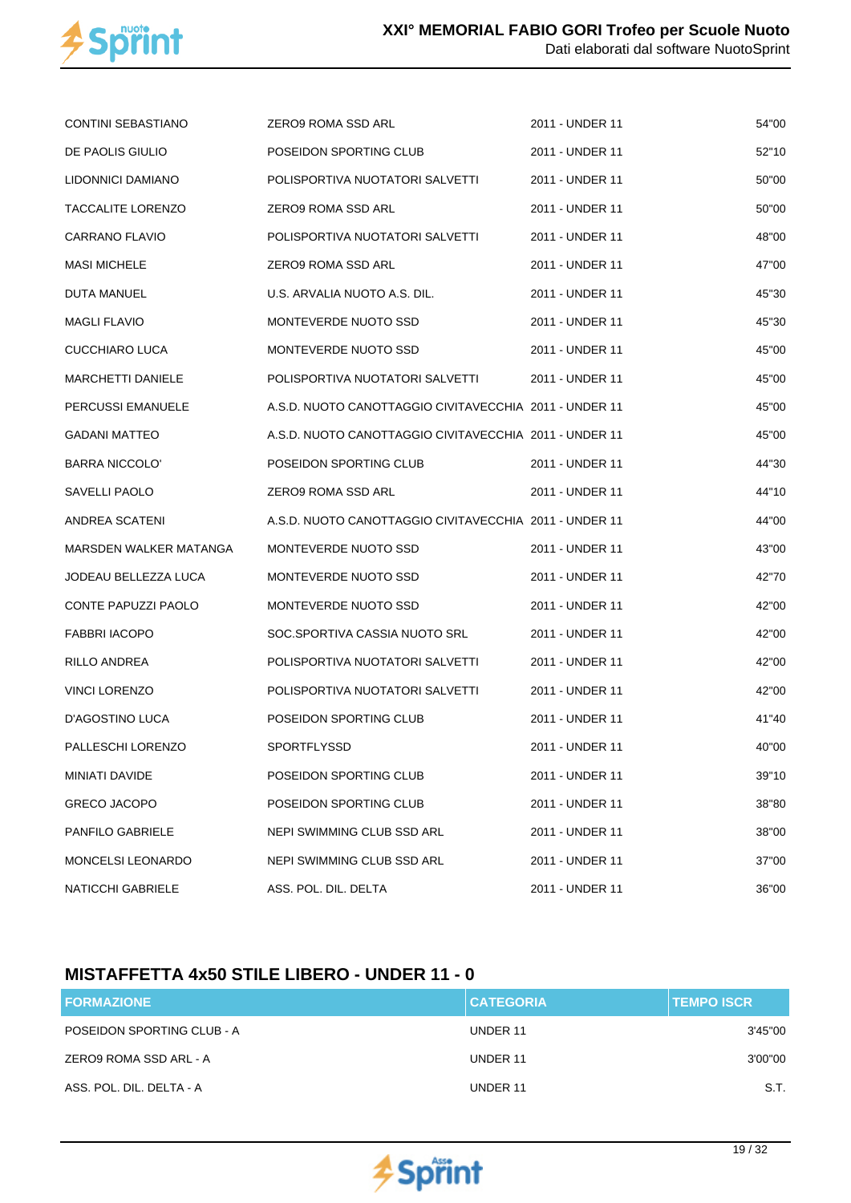| | | | |
|---|---|---|---|
| CONTINI SEBASTIANO | ZERO9 ROMA SSD ARL | 2011 - UNDER 11 | 54"00 |
| DE PAOLIS GIULIO | POSEIDON SPORTING CLUB | 2011 - UNDER 11 | 52"10 |
| LIDONNICI DAMIANO | POLISPORTIVA NUOTATORI SALVETTI | 2011 - UNDER 11 | 50"00 |
| TACCALITE LORENZO | ZERO9 ROMA SSD ARL | 2011 - UNDER 11 | 50"00 |
| CARRANO FLAVIO | POLISPORTIVA NUOTATORI SALVETTI | 2011 - UNDER 11 | 48"00 |
| MASI MICHELE | ZERO9 ROMA SSD ARL | 2011 - UNDER 11 | 47"00 |
| DUTA MANUEL | U.S. ARVALIA NUOTO A.S. DIL. | 2011 - UNDER 11 | 45"30 |
| MAGLI FLAVIO | MONTEVERDE NUOTO SSD | 2011 - UNDER 11 | 45"30 |
| CUCCHIARO LUCA | MONTEVERDE NUOTO SSD | 2011 - UNDER 11 | 45"00 |
| MARCHETTI DANIELE | POLISPORTIVA NUOTATORI SALVETTI | 2011 - UNDER 11 | 45"00 |
| PERCUSSI EMANUELE | A.S.D. NUOTO CANOTTAGGIO CIVITAVECCHIA | 2011 - UNDER 11 | 45"00 |
| GADANI MATTEO | A.S.D. NUOTO CANOTTAGGIO CIVITAVECCHIA | 2011 - UNDER 11 | 45"00 |
| BARRA NICCOLO' | POSEIDON SPORTING CLUB | 2011 - UNDER 11 | 44"30 |
| SAVELLI PAOLO | ZERO9 ROMA SSD ARL | 2011 - UNDER 11 | 44"10 |
| ANDREA SCATENI | A.S.D. NUOTO CANOTTAGGIO CIVITAVECCHIA | 2011 - UNDER 11 | 44"00 |
| MARSDEN WALKER MATANGA | MONTEVERDE NUOTO SSD | 2011 - UNDER 11 | 43"00 |
| JODEAU BELLEZZA LUCA | MONTEVERDE NUOTO SSD | 2011 - UNDER 11 | 42"70 |
| CONTE PAPUZZI PAOLO | MONTEVERDE NUOTO SSD | 2011 - UNDER 11 | 42"00 |
| FABBRI IACOPO | SOC.SPORTIVA CASSIA NUOTO SRL | 2011 - UNDER 11 | 42"00 |
| RILLO ANDREA | POLISPORTIVA NUOTATORI SALVETTI | 2011 - UNDER 11 | 42"00 |
| VINCI LORENZO | POLISPORTIVA NUOTATORI SALVETTI | 2011 - UNDER 11 | 42"00 |
| D'AGOSTINO LUCA | POSEIDON SPORTING CLUB | 2011 - UNDER 11 | 41"40 |
| PALLESCHI LORENZO | SPORTFLYSSD | 2011 - UNDER 11 | 40"00 |
| MINIATI DAVIDE | POSEIDON SPORTING CLUB | 2011 - UNDER 11 | 39"10 |
| GRECO JACOPO | POSEIDON SPORTING CLUB | 2011 - UNDER 11 | 38"80 |
| PANFILO GABRIELE | NEPI SWIMMING CLUB SSD ARL | 2011 - UNDER 11 | 38"00 |
| MONCELSI LEONARDO | NEPI SWIMMING CLUB SSD ARL | 2011 - UNDER 11 | 37"00 |
| NATICCHI GABRIELE | ASS. POL. DIL. DELTA | 2011 - UNDER 11 | 36"00 |

## MISTAFFETTA 4x50 STILE LIBERO - UNDER 11 - 0

| FORMAZIONE | CATEGORIA | TEMPO ISCR |
|---|---|---|
| POSEIDON SPORTING CLUB - A | UNDER 11 | 3'45"00 |
| ZERO9 ROMA SSD ARL - A | UNDER 11 | 3'00"00 |
| ASS. POL. DIL. DELTA - A | UNDER 11 | S.T. |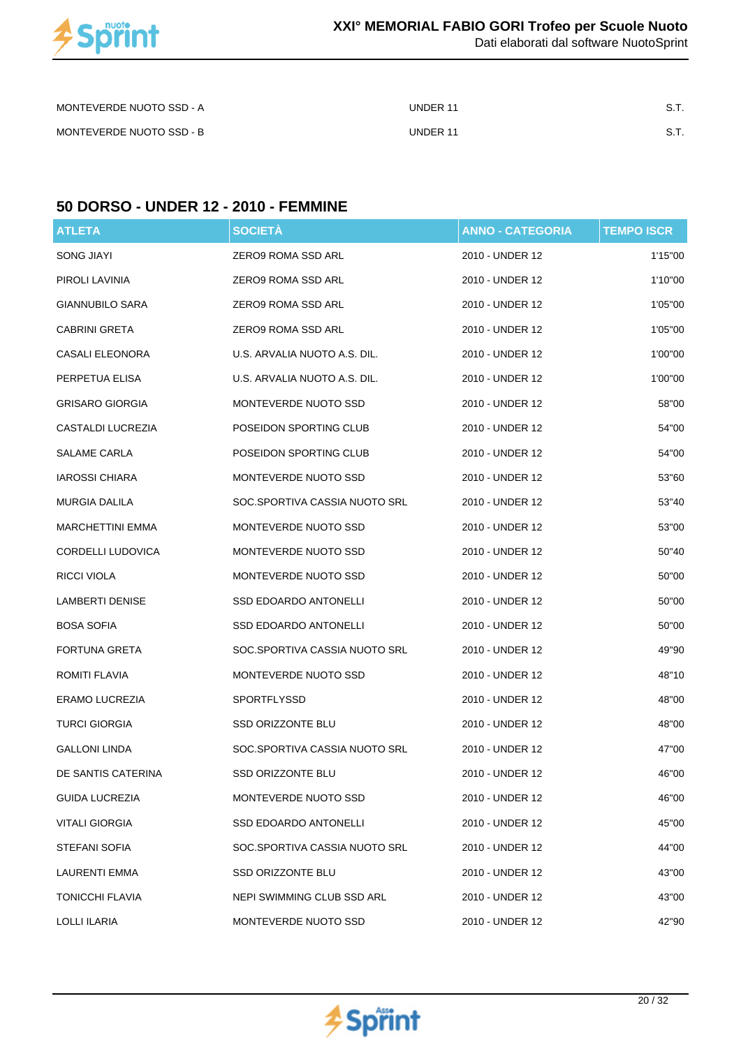| | | |
|---|---|---|
| MONTEVERDE NUOTO SSD - A | UNDER 11 | S.T. |
| MONTEVERDE NUOTO SSD - B | UNDER 11 | S.T. |

## 50 DORSO - UNDER 12 - 2010 - FEMMINE

| ATLETA | SOCIETÀ | ANNO - CATEGORIA | TEMPO ISCR |
|---|---|---|---|
| SONG JIAYI | ZERO9 ROMA SSD ARL | 2010 - UNDER 12 | 1'15"00 |
| PIROLI LAVINIA | ZERO9 ROMA SSD ARL | 2010 - UNDER 12 | 1'10"00 |
| GIANNUBILO SARA | ZERO9 ROMA SSD ARL | 2010 - UNDER 12 | 1'05"00 |
| CABRINI GRETA | ZERO9 ROMA SSD ARL | 2010 - UNDER 12 | 1'05"00 |
| CASALI ELEONORA | U.S. ARVALIA NUOTO A.S. DIL. | 2010 - UNDER 12 | 1'00"00 |
| PERPETUA ELISA | U.S. ARVALIA NUOTO A.S. DIL. | 2010 - UNDER 12 | 1'00"00 |
| GRISARO GIORGIA | MONTEVERDE NUOTO SSD | 2010 - UNDER 12 | 58"00 |
| CASTALDI LUCREZIA | POSEIDON SPORTING CLUB | 2010 - UNDER 12 | 54"00 |
| SALAME CARLA | POSEIDON SPORTING CLUB | 2010 - UNDER 12 | 54"00 |
| IAROSSI CHIARA | MONTEVERDE NUOTO SSD | 2010 - UNDER 12 | 53"60 |
| MURGIA DALILA | SOC.SPORTIVA CASSIA NUOTO SRL | 2010 - UNDER 12 | 53"40 |
| MARCHETTINI EMMA | MONTEVERDE NUOTO SSD | 2010 - UNDER 12 | 53"00 |
| CORDELLI LUDOVICA | MONTEVERDE NUOTO SSD | 2010 - UNDER 12 | 50"40 |
| RICCI VIOLA | MONTEVERDE NUOTO SSD | 2010 - UNDER 12 | 50"00 |
| LAMBERTI DENISE | SSD EDOARDO ANTONELLI | 2010 - UNDER 12 | 50"00 |
| BOSA SOFIA | SSD EDOARDO ANTONELLI | 2010 - UNDER 12 | 50"00 |
| FORTUNA GRETA | SOC.SPORTIVA CASSIA NUOTO SRL | 2010 - UNDER 12 | 49"90 |
| ROMITI FLAVIA | MONTEVERDE NUOTO SSD | 2010 - UNDER 12 | 48"10 |
| ERAMO LUCREZIA | SPORTFLYSSD | 2010 - UNDER 12 | 48"00 |
| TURCI GIORGIA | SSD ORIZZONTE BLU | 2010 - UNDER 12 | 48"00 |
| GALLONI LINDA | SOC.SPORTIVA CASSIA NUOTO SRL | 2010 - UNDER 12 | 47"00 |
| DE SANTIS CATERINA | SSD ORIZZONTE BLU | 2010 - UNDER 12 | 46"00 |
| GUIDA LUCREZIA | MONTEVERDE NUOTO SSD | 2010 - UNDER 12 | 46"00 |
| VITALI GIORGIA | SSD EDOARDO ANTONELLI | 2010 - UNDER 12 | 45"00 |
| STEFANI SOFIA | SOC.SPORTIVA CASSIA NUOTO SRL | 2010 - UNDER 12 | 44"00 |
| LAURENTI EMMA | SSD ORIZZONTE BLU | 2010 - UNDER 12 | 43"00 |
| TONICCHI FLAVIA | NEPI SWIMMING CLUB SSD ARL | 2010 - UNDER 12 | 43"00 |
| LOLLI ILARIA | MONTEVERDE NUOTO SSD | 2010 - UNDER 12 | 42"90 |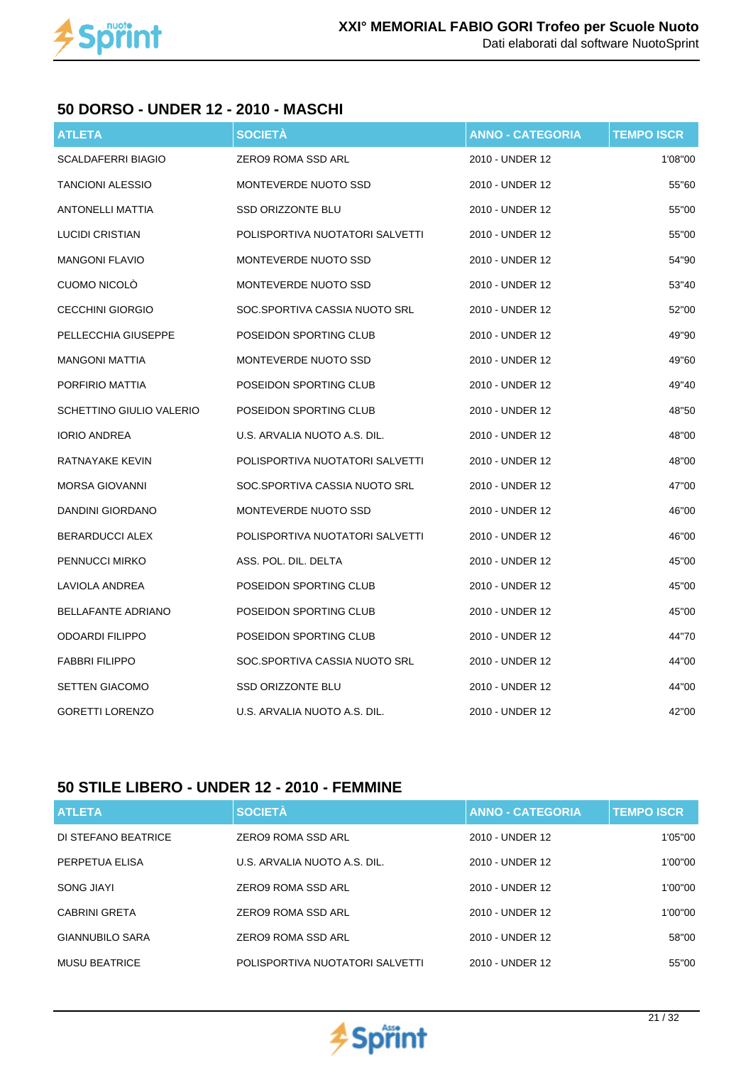## 50 DORSO - UNDER 12 - 2010 - MASCHI

| ATLETA | SOCIETÀ | ANNO - CATEGORIA | TEMPO ISCR |
|---|---|---|---|
| SCALDAFERRI BIAGIO | ZERO9 ROMA SSD ARL | 2010 - UNDER 12 | 1'08"00 |
| TANCIONI ALESSIO | MONTEVERDE NUOTO SSD | 2010 - UNDER 12 | 55"60 |
| ANTONELLI MATTIA | SSD ORIZZONTE BLU | 2010 - UNDER 12 | 55"00 |
| LUCIDI CRISTIAN | POLISPORTIVA NUOTATORI SALVETTI | 2010 - UNDER 12 | 55"00 |
| MANGONI FLAVIO | MONTEVERDE NUOTO SSD | 2010 - UNDER 12 | 54"90 |
| CUOMO NICOLÒ | MONTEVERDE NUOTO SSD | 2010 - UNDER 12 | 53"40 |
| CECCHINI GIORGIO | SOC.SPORTIVA CASSIA NUOTO SRL | 2010 - UNDER 12 | 52"00 |
| PELLECCHIA GIUSEPPE | POSEIDON SPORTING CLUB | 2010 - UNDER 12 | 49"90 |
| MANGONI MATTIA | MONTEVERDE NUOTO SSD | 2010 - UNDER 12 | 49"60 |
| PORFIRIO MATTIA | POSEIDON SPORTING CLUB | 2010 - UNDER 12 | 49"40 |
| SCHETTINO GIULIO VALERIO | POSEIDON SPORTING CLUB | 2010 - UNDER 12 | 48"50 |
| IORIO ANDREA | U.S. ARVALIA NUOTO A.S. DIL. | 2010 - UNDER 12 | 48"00 |
| RATNAYAKE KEVIN | POLISPORTIVA NUOTATORI SALVETTI | 2010 - UNDER 12 | 48"00 |
| MORSA GIOVANNI | SOC.SPORTIVA CASSIA NUOTO SRL | 2010 - UNDER 12 | 47"00 |
| DANDINI GIORDANO | MONTEVERDE NUOTO SSD | 2010 - UNDER 12 | 46"00 |
| BERARDUCCI ALEX | POLISPORTIVA NUOTATORI SALVETTI | 2010 - UNDER 12 | 46"00 |
| PENNUCCI MIRKO | ASS. POL. DIL. DELTA | 2010 - UNDER 12 | 45"00 |
| LAVIOLA ANDREA | POSEIDON SPORTING CLUB | 2010 - UNDER 12 | 45"00 |
| BELLAFANTE ADRIANO | POSEIDON SPORTING CLUB | 2010 - UNDER 12 | 45"00 |
| ODOARDI FILIPPO | POSEIDON SPORTING CLUB | 2010 - UNDER 12 | 44"70 |
| FABBRI FILIPPO | SOC.SPORTIVA CASSIA NUOTO SRL | 2010 - UNDER 12 | 44"00 |
| SETTEN GIACOMO | SSD ORIZZONTE BLU | 2010 - UNDER 12 | 44"00 |
| GORETTI LORENZO | U.S. ARVALIA NUOTO A.S. DIL. | 2010 - UNDER 12 | 42"00 |

## 50 STILE LIBERO - UNDER 12 - 2010 - FEMMINE

| ATLETA | SOCIETÀ | ANNO - CATEGORIA | TEMPO ISCR |
|---|---|---|---|
| DI STEFANO BEATRICE | ZERO9 ROMA SSD ARL | 2010 - UNDER 12 | 1'05"00 |
| PERPETUA ELISA | U.S. ARVALIA NUOTO A.S. DIL. | 2010 - UNDER 12 | 1'00"00 |
| SONG JIAYI | ZERO9 ROMA SSD ARL | 2010 - UNDER 12 | 1'00"00 |
| CABRINI GRETA | ZERO9 ROMA SSD ARL | 2010 - UNDER 12 | 1'00"00 |
| GIANNUBILO SARA | ZERO9 ROMA SSD ARL | 2010 - UNDER 12 | 58"00 |
| MUSU BEATRICE | POLISPORTIVA NUOTATORI SALVETTI | 2010 - UNDER 12 | 55"00 |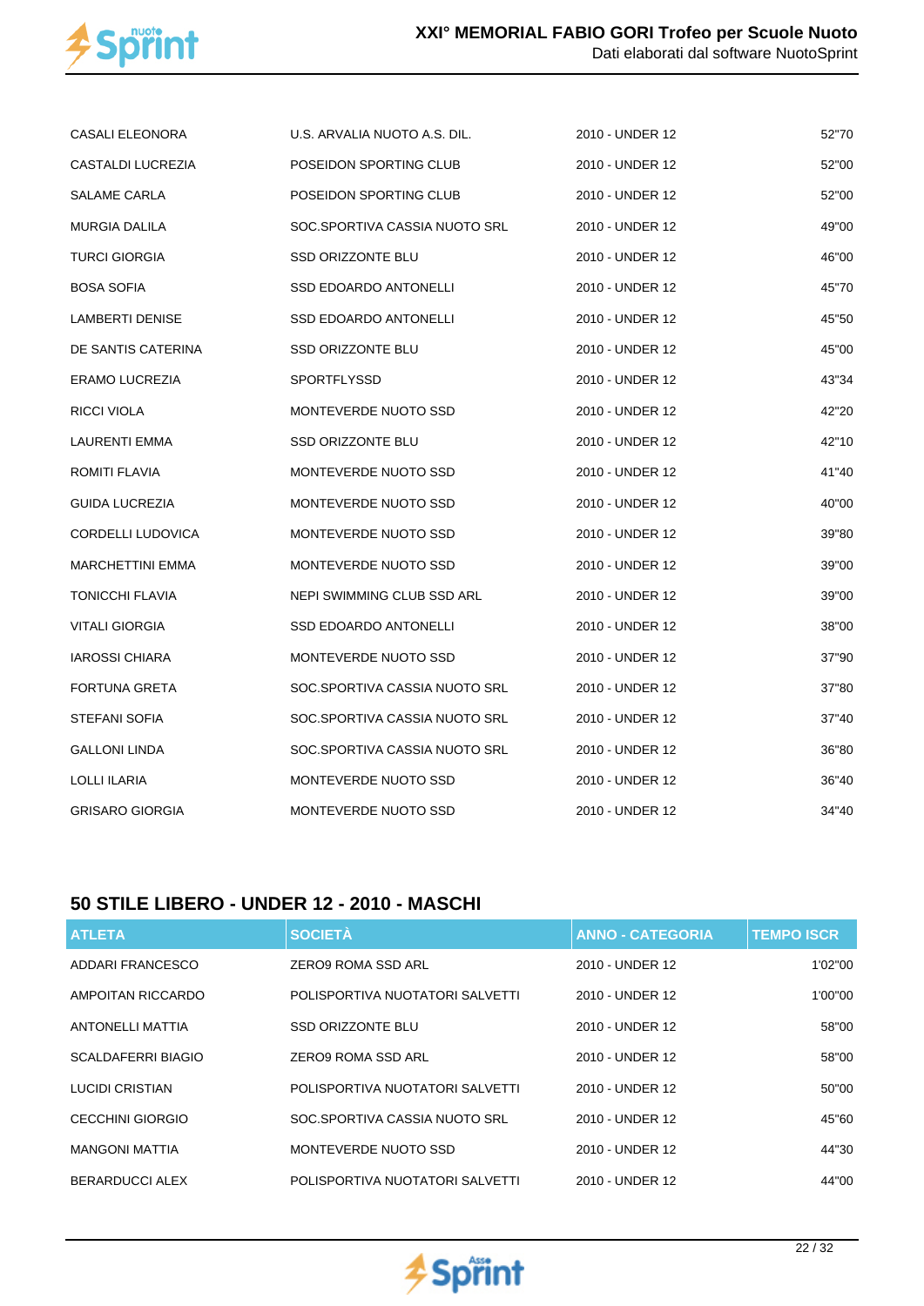| | | | |
|---|---|---|---|
| CASALI ELEONORA | U.S. ARVALIA NUOTO A.S. DIL. | 2010 - UNDER 12 | 52"70 |
| CASTALDI LUCREZIA | POSEIDON SPORTING CLUB | 2010 - UNDER 12 | 52"00 |
| SALAME CARLA | POSEIDON SPORTING CLUB | 2010 - UNDER 12 | 52"00 |
| MURGIA DALILA | SOC.SPORTIVA CASSIA NUOTO SRL | 2010 - UNDER 12 | 49"00 |
| TURCI GIORGIA | SSD ORIZZONTE BLU | 2010 - UNDER 12 | 46"00 |
| BOSA SOFIA | SSD EDOARDO ANTONELLI | 2010 - UNDER 12 | 45"70 |
| LAMBERTI DENISE | SSD EDOARDO ANTONELLI | 2010 - UNDER 12 | 45"50 |
| DE SANTIS CATERINA | SSD ORIZZONTE BLU | 2010 - UNDER 12 | 45"00 |
| ERAMO LUCREZIA | SPORTFLYSSD | 2010 - UNDER 12 | 43"34 |
| RICCI VIOLA | MONTEVERDE NUOTO SSD | 2010 - UNDER 12 | 42"20 |
| LAURENTI EMMA | SSD ORIZZONTE BLU | 2010 - UNDER 12 | 42"10 |
| ROMITI FLAVIA | MONTEVERDE NUOTO SSD | 2010 - UNDER 12 | 41"40 |
| GUIDA LUCREZIA | MONTEVERDE NUOTO SSD | 2010 - UNDER 12 | 40"00 |
| CORDELLI LUDOVICA | MONTEVERDE NUOTO SSD | 2010 - UNDER 12 | 39"80 |
| MARCHETTINI EMMA | MONTEVERDE NUOTO SSD | 2010 - UNDER 12 | 39"00 |
| TONICCHI FLAVIA | NEPI SWIMMING CLUB SSD ARL | 2010 - UNDER 12 | 39"00 |
| VITALI GIORGIA | SSD EDOARDO ANTONELLI | 2010 - UNDER 12 | 38"00 |
| IAROSSI CHIARA | MONTEVERDE NUOTO SSD | 2010 - UNDER 12 | 37"90 |
| FORTUNA GRETA | SOC.SPORTIVA CASSIA NUOTO SRL | 2010 - UNDER 12 | 37"80 |
| STEFANI SOFIA | SOC.SPORTIVA CASSIA NUOTO SRL | 2010 - UNDER 12 | 37"40 |
| GALLONI LINDA | SOC.SPORTIVA CASSIA NUOTO SRL | 2010 - UNDER 12 | 36"80 |
| LOLLI ILARIA | MONTEVERDE NUOTO SSD | 2010 - UNDER 12 | 36"40 |
| GRISARO GIORGIA | MONTEVERDE NUOTO SSD | 2010 - UNDER 12 | 34"40 |

## 50 STILE LIBERO - UNDER 12 - 2010 - MASCHI

| ATLETA | SOCIETÀ | ANNO - CATEGORIA | TEMPO ISCR |
|---|---|---|---|
| ADDARI FRANCESCO | ZERO9 ROMA SSD ARL | 2010 - UNDER 12 | 1'02"00 |
| AMPOITAN RICCARDO | POLISPORTIVA NUOTATORI SALVETTI | 2010 - UNDER 12 | 1'00"00 |
| ANTONELLI MATTIA | SSD ORIZZONTE BLU | 2010 - UNDER 12 | 58"00 |
| SCALDAFERRI BIAGIO | ZERO9 ROMA SSD ARL | 2010 - UNDER 12 | 58"00 |
| LUCIDI CRISTIAN | POLISPORTIVA NUOTATORI SALVETTI | 2010 - UNDER 12 | 50"00 |
| CECCHINI GIORGIO | SOC.SPORTIVA CASSIA NUOTO SRL | 2010 - UNDER 12 | 45"60 |
| MANGONI MATTIA | MONTEVERDE NUOTO SSD | 2010 - UNDER 12 | 44"30 |
| BERARDUCCI ALEX | POLISPORTIVA NUOTATORI SALVETTI | 2010 - UNDER 12 | 44"00 |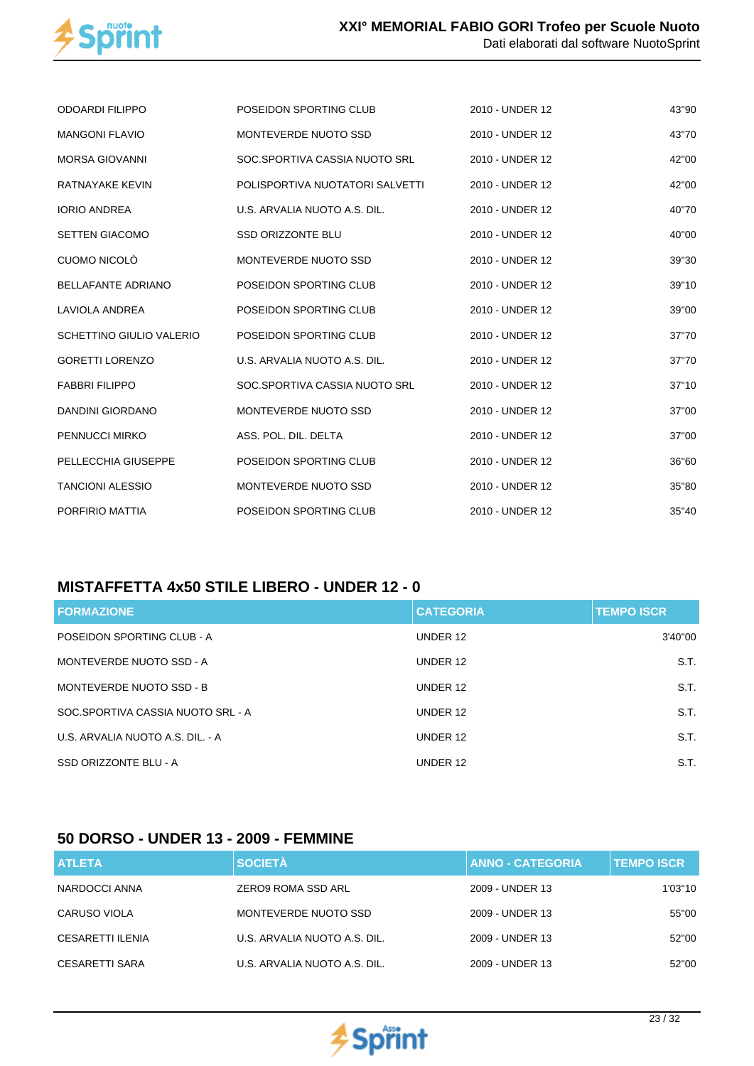| | | | |
|---|---|---|---|
| ODOARDI FILIPPO | POSEIDON SPORTING CLUB | 2010 - UNDER 12 | 43"90 |
| MANGONI FLAVIO | MONTEVERDE NUOTO SSD | 2010 - UNDER 12 | 43"70 |
| MORSA GIOVANNI | SOC.SPORTIVA CASSIA NUOTO SRL | 2010 - UNDER 12 | 42"00 |
| RATNAYAKE KEVIN | POLISPORTIVA NUOTATORI SALVETTI | 2010 - UNDER 12 | 42"00 |
| IORIO ANDREA | U.S. ARVALIA NUOTO A.S. DIL. | 2010 - UNDER 12 | 40"70 |
| SETTEN GIACOMO | SSD ORIZZONTE BLU | 2010 - UNDER 12 | 40"00 |
| CUOMO NICOLÒ | MONTEVERDE NUOTO SSD | 2010 - UNDER 12 | 39"30 |
| BELLAFANTE ADRIANO | POSEIDON SPORTING CLUB | 2010 - UNDER 12 | 39"10 |
| LAVIOLA ANDREA | POSEIDON SPORTING CLUB | 2010 - UNDER 12 | 39"00 |
| SCHETTINO GIULIO VALERIO | POSEIDON SPORTING CLUB | 2010 - UNDER 12 | 37"70 |
| GORETTI LORENZO | U.S. ARVALIA NUOTO A.S. DIL. | 2010 - UNDER 12 | 37"70 |
| FABBRI FILIPPO | SOC.SPORTIVA CASSIA NUOTO SRL | 2010 - UNDER 12 | 37"10 |
| DANDINI GIORDANO | MONTEVERDE NUOTO SSD | 2010 - UNDER 12 | 37"00 |
| PENNUCCI MIRKO | ASS. POL. DIL. DELTA | 2010 - UNDER 12 | 37"00 |
| PELLECCHIA GIUSEPPE | POSEIDON SPORTING CLUB | 2010 - UNDER 12 | 36"60 |
| TANCIONI ALESSIO | MONTEVERDE NUOTO SSD | 2010 - UNDER 12 | 35"80 |
| PORFIRIO MATTIA | POSEIDON SPORTING CLUB | 2010 - UNDER 12 | 35"40 |

## MISTAFFETTA 4x50 STILE LIBERO - UNDER 12 - 0

| FORMAZIONE | CATEGORIA | TEMPO ISCR |
|---|---|---|
| POSEIDON SPORTING CLUB - A | UNDER 12 | 3'40"00 |
| MONTEVERDE NUOTO SSD - A | UNDER 12 | S.T. |
| MONTEVERDE NUOTO SSD - B | UNDER 12 | S.T. |
| SOC.SPORTIVA CASSIA NUOTO SRL - A | UNDER 12 | S.T. |
| U.S. ARVALIA NUOTO A.S. DIL. - A | UNDER 12 | S.T. |
| SSD ORIZZONTE BLU - A | UNDER 12 | S.T. |

## 50 DORSO - UNDER 13 - 2009 - FEMMINE

| ATLETA | SOCIETÀ | ANNO - CATEGORIA | TEMPO ISCR |
|---|---|---|---|
| NARDOCCI ANNA | ZERO9 ROMA SSD ARL | 2009 - UNDER 13 | 1'03"10 |
| CARUSO VIOLA | MONTEVERDE NUOTO SSD | 2009 - UNDER 13 | 55"00 |
| CESARETTI ILENIA | U.S. ARVALIA NUOTO A.S. DIL. | 2009 - UNDER 13 | 52"00 |
| CESARETTI SARA | U.S. ARVALIA NUOTO A.S. DIL. | 2009 - UNDER 13 | 52"00 |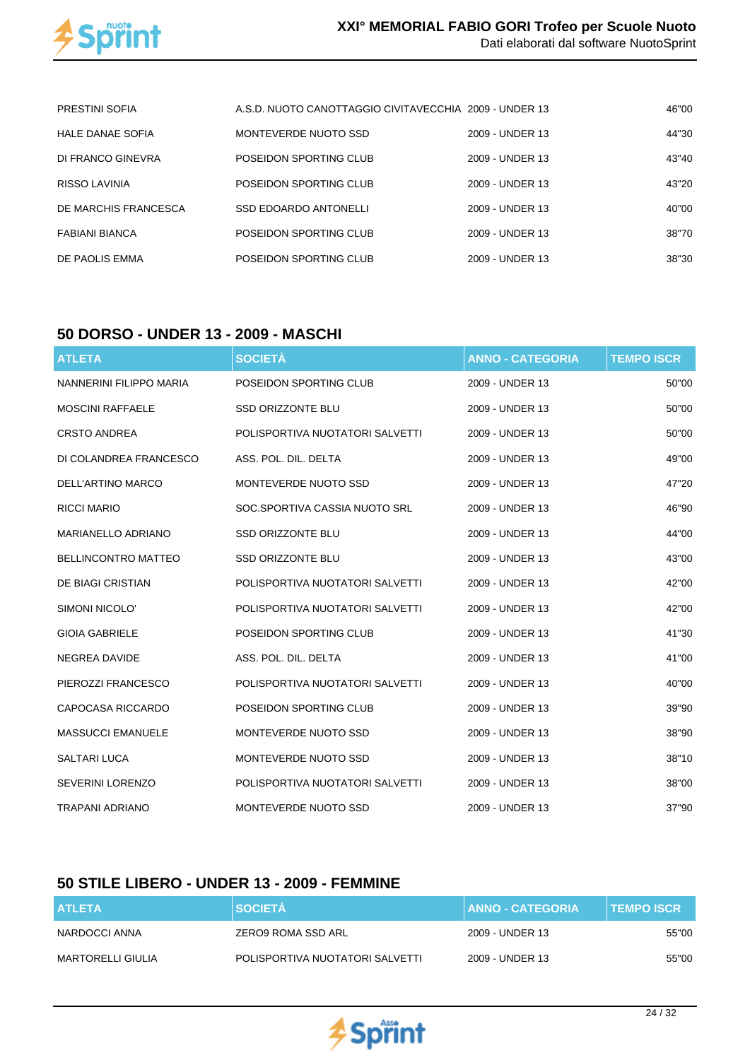| | | | |
|---|---|---|---|
| PRESTINI SOFIA | A.S.D. NUOTO CANOTTAGGIO CIVITAVECCHIA | 2009 - UNDER 13 | 46"00 |
| HALE DANAE SOFIA | MONTEVERDE NUOTO SSD | 2009 - UNDER 13 | 44"30 |
| DI FRANCO GINEVRA | POSEIDON SPORTING CLUB | 2009 - UNDER 13 | 43"40 |
| RISSO LAVINIA | POSEIDON SPORTING CLUB | 2009 - UNDER 13 | 43"20 |
| DE MARCHIS FRANCESCA | SSD EDOARDO ANTONELLI | 2009 - UNDER 13 | 40"00 |
| FABIANI BIANCA | POSEIDON SPORTING CLUB | 2009 - UNDER 13 | 38"70 |
| DE PAOLIS EMMA | POSEIDON SPORTING CLUB | 2009 - UNDER 13 | 38"30 |

## 50 DORSO - UNDER 13 - 2009 - MASCHI

| ATLETA | SOCIETÀ | ANNO - CATEGORIA | TEMPO ISCR |
|---|---|---|---|
| NANNERINI FILIPPO MARIA | POSEIDON SPORTING CLUB | 2009 - UNDER 13 | 50"00 |
| MOSCINI RAFFAELE | SSD ORIZZONTE BLU | 2009 - UNDER 13 | 50"00 |
| CRSTO ANDREA | POLISPORTIVA NUOTATORI SALVETTI | 2009 - UNDER 13 | 50"00 |
| DI COLANDREA FRANCESCO | ASS. POL. DIL. DELTA | 2009 - UNDER 13 | 49"00 |
| DELL'ARTINO MARCO | MONTEVERDE NUOTO SSD | 2009 - UNDER 13 | 47"20 |
| RICCI MARIO | SOC.SPORTIVA CASSIA NUOTO SRL | 2009 - UNDER 13 | 46"90 |
| MARIANELLO ADRIANO | SSD ORIZZONTE BLU | 2009 - UNDER 13 | 44"00 |
| BELLINCONTRO MATTEO | SSD ORIZZONTE BLU | 2009 - UNDER 13 | 43"00 |
| DE BIAGI CRISTIAN | POLISPORTIVA NUOTATORI SALVETTI | 2009 - UNDER 13 | 42"00 |
| SIMONI NICOLO' | POLISPORTIVA NUOTATORI SALVETTI | 2009 - UNDER 13 | 42"00 |
| GIOIA GABRIELE | POSEIDON SPORTING CLUB | 2009 - UNDER 13 | 41"30 |
| NEGREA DAVIDE | ASS. POL. DIL. DELTA | 2009 - UNDER 13 | 41"00 |
| PIEROZZI FRANCESCO | POLISPORTIVA NUOTATORI SALVETTI | 2009 - UNDER 13 | 40"00 |
| CAPOCASA RICCARDO | POSEIDON SPORTING CLUB | 2009 - UNDER 13 | 39"90 |
| MASSUCCI EMANUELE | MONTEVERDE NUOTO SSD | 2009 - UNDER 13 | 38"90 |
| SALTARI LUCA | MONTEVERDE NUOTO SSD | 2009 - UNDER 13 | 38"10 |
| SEVERINI LORENZO | POLISPORTIVA NUOTATORI SALVETTI | 2009 - UNDER 13 | 38"00 |
| TRAPANI ADRIANO | MONTEVERDE NUOTO SSD | 2009 - UNDER 13 | 37"90 |

## 50 STILE LIBERO - UNDER 13 - 2009 - FEMMINE

| ATLETA | SOCIETÀ | ANNO - CATEGORIA | TEMPO ISCR |
|---|---|---|---|
| NARDOCCI ANNA | ZERO9 ROMA SSD ARL | 2009 - UNDER 13 | 55"00 |
| MARTORELLI GIULIA | POLISPORTIVA NUOTATORI SALVETTI | 2009 - UNDER 13 | 55"00 |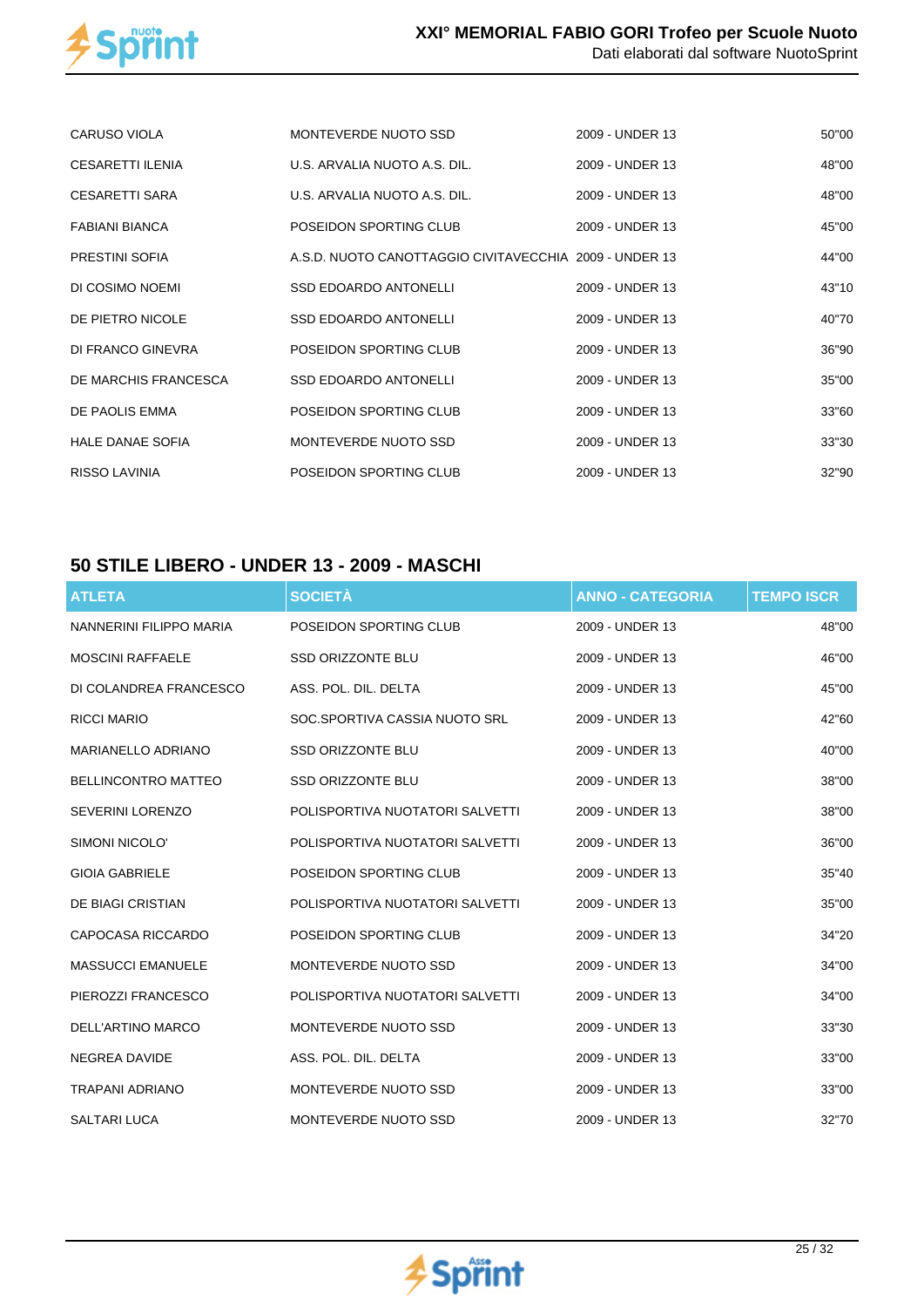| | | | |
|---|---|---|---|
| CARUSO VIOLA | MONTEVERDE NUOTO SSD | 2009 - UNDER 13 | 50"00 |
| CESARETTI ILENIA | U.S. ARVALIA NUOTO A.S. DIL. | 2009 - UNDER 13 | 48"00 |
| CESARETTI SARA | U.S. ARVALIA NUOTO A.S. DIL. | 2009 - UNDER 13 | 48"00 |
| FABIANI BIANCA | POSEIDON SPORTING CLUB | 2009 - UNDER 13 | 45"00 |
| PRESTINI SOFIA | A.S.D. NUOTO CANOTTAGGIO CIVITAVECCHIA | 2009 - UNDER 13 | 44"00 |
| DI COSIMO NOEMI | SSD EDOARDO ANTONELLI | 2009 - UNDER 13 | 43"10 |
| DE PIETRO NICOLE | SSD EDOARDO ANTONELLI | 2009 - UNDER 13 | 40"70 |
| DI FRANCO GINEVRA | POSEIDON SPORTING CLUB | 2009 - UNDER 13 | 36"90 |
| DE MARCHIS FRANCESCA | SSD EDOARDO ANTONELLI | 2009 - UNDER 13 | 35"00 |
| DE PAOLIS EMMA | POSEIDON SPORTING CLUB | 2009 - UNDER 13 | 33"60 |
| HALE DANAE SOFIA | MONTEVERDE NUOTO SSD | 2009 - UNDER 13 | 33"30 |
| RISSO LAVINIA | POSEIDON SPORTING CLUB | 2009 - UNDER 13 | 32"90 |

## 50 STILE LIBERO - UNDER 13 - 2009 - MASCHI

| ATLETA | SOCIETÀ | ANNO - CATEGORIA | TEMPO ISCR |
|---|---|---|---|
| NANNERINI FILIPPO MARIA | POSEIDON SPORTING CLUB | 2009 - UNDER 13 | 48"00 |
| MOSCINI RAFFAELE | SSD ORIZZONTE BLU | 2009 - UNDER 13 | 46"00 |
| DI COLANDREA FRANCESCO | ASS. POL. DIL. DELTA | 2009 - UNDER 13 | 45"00 |
| RICCI MARIO | SOC.SPORTIVA CASSIA NUOTO SRL | 2009 - UNDER 13 | 42"60 |
| MARIANELLO ADRIANO | SSD ORIZZONTE BLU | 2009 - UNDER 13 | 40"00 |
| BELLINCONTRO MATTEO | SSD ORIZZONTE BLU | 2009 - UNDER 13 | 38"00 |
| SEVERINI LORENZO | POLISPORTIVA NUOTATORI SALVETTI | 2009 - UNDER 13 | 38"00 |
| SIMONI NICOLO' | POLISPORTIVA NUOTATORI SALVETTI | 2009 - UNDER 13 | 36"00 |
| GIOIA GABRIELE | POSEIDON SPORTING CLUB | 2009 - UNDER 13 | 35"40 |
| DE BIAGI CRISTIAN | POLISPORTIVA NUOTATORI SALVETTI | 2009 - UNDER 13 | 35"00 |
| CAPOCASA RICCARDO | POSEIDON SPORTING CLUB | 2009 - UNDER 13 | 34"20 |
| MASSUCCI EMANUELE | MONTEVERDE NUOTO SSD | 2009 - UNDER 13 | 34"00 |
| PIEROZZI FRANCESCO | POLISPORTIVA NUOTATORI SALVETTI | 2009 - UNDER 13 | 34"00 |
| DELL'ARTINO MARCO | MONTEVERDE NUOTO SSD | 2009 - UNDER 13 | 33"30 |
| NEGREA DAVIDE | ASS. POL. DIL. DELTA | 2009 - UNDER 13 | 33"00 |
| TRAPANI ADRIANO | MONTEVERDE NUOTO SSD | 2009 - UNDER 13 | 33"00 |
| SALTARI LUCA | MONTEVERDE NUOTO SSD | 2009 - UNDER 13 | 32"70 |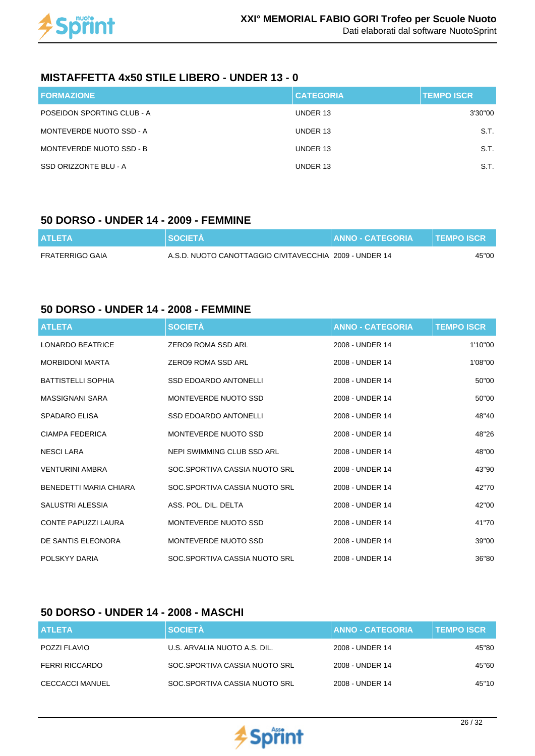## MISTAFFETTA 4x50 STILE LIBERO - UNDER 13 - 0

| FORMAZIONE | CATEGORIA | TEMPO ISCR |
|---|---|---|
| POSEIDON SPORTING CLUB - A | UNDER 13 | 3'30"00 |
| MONTEVERDE NUOTO SSD - A | UNDER 13 | S.T. |
| MONTEVERDE NUOTO SSD - B | UNDER 13 | S.T. |
| SSD ORIZZONTE BLU - A | UNDER 13 | S.T. |

## 50 DORSO - UNDER 14 - 2009 - FEMMINE

| ATLETA | SOCIETÀ | ANNO - CATEGORIA | TEMPO ISCR |
|---|---|---|---|
| FRATERRIGO GAIA | A.S.D. NUOTO CANOTTAGGIO CIVITAVECCHIA | 2009 - UNDER 14 | 45"00 |

## 50 DORSO - UNDER 14 - 2008 - FEMMINE

| ATLETA | SOCIETÀ | ANNO - CATEGORIA | TEMPO ISCR |
|---|---|---|---|
| LONARDO BEATRICE | ZERO9 ROMA SSD ARL | 2008 - UNDER 14 | 1'10"00 |
| MORBIDONI MARTA | ZERO9 ROMA SSD ARL | 2008 - UNDER 14 | 1'08"00 |
| BATTISTELLI SOPHIA | SSD EDOARDO ANTONELLI | 2008 - UNDER 14 | 50"00 |
| MASSIGNANI SARA | MONTEVERDE NUOTO SSD | 2008 - UNDER 14 | 50"00 |
| SPADARO ELISA | SSD EDOARDO ANTONELLI | 2008 - UNDER 14 | 48"40 |
| CIAMPA FEDERICA | MONTEVERDE NUOTO SSD | 2008 - UNDER 14 | 48"26 |
| NESCI LARA | NEPI SWIMMING CLUB SSD ARL | 2008 - UNDER 14 | 48"00 |
| VENTURINI AMBRA | SOC.SPORTIVA CASSIA NUOTO SRL | 2008 - UNDER 14 | 43"90 |
| BENEDETTI MARIA CHIARA | SOC.SPORTIVA CASSIA NUOTO SRL | 2008 - UNDER 14 | 42"70 |
| SALUSTRI ALESSIA | ASS. POL. DIL. DELTA | 2008 - UNDER 14 | 42"00 |
| CONTE PAPUZZI LAURA | MONTEVERDE NUOTO SSD | 2008 - UNDER 14 | 41"70 |
| DE SANTIS ELEONORA | MONTEVERDE NUOTO SSD | 2008 - UNDER 14 | 39"00 |
| POLSKYY DARIA | SOC.SPORTIVA CASSIA NUOTO SRL | 2008 - UNDER 14 | 36"80 |

## 50 DORSO - UNDER 14 - 2008 - MASCHI

| ATLETA | SOCIETÀ | ANNO - CATEGORIA | TEMPO ISCR |
|---|---|---|---|
| POZZI FLAVIO | U.S. ARVALIA NUOTO A.S. DIL. | 2008 - UNDER 14 | 45"80 |
| FERRI RICCARDO | SOC.SPORTIVA CASSIA NUOTO SRL | 2008 - UNDER 14 | 45"60 |
| CECCACCI MANUEL | SOC.SPORTIVA CASSIA NUOTO SRL | 2008 - UNDER 14 | 45"10 |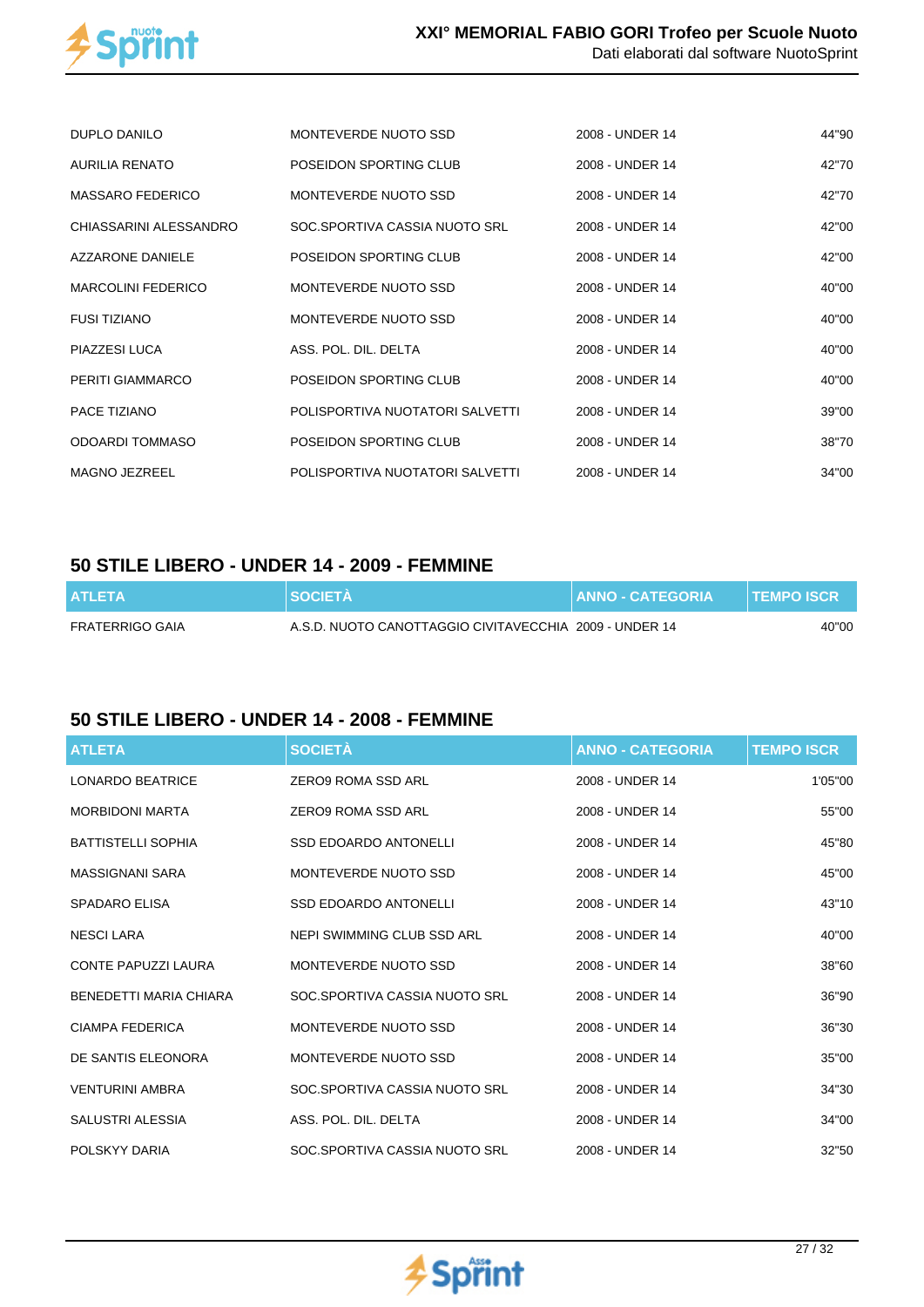| ATLETA | SOCIETÀ | ANNO - CATEGORIA | TEMPO ISCR |
|---|---|---|---|
| DUPLO DANILO | MONTEVERDE NUOTO SSD | 2008 - UNDER 14 | 44"90 |
| AURILIA RENATO | POSEIDON SPORTING CLUB | 2008 - UNDER 14 | 42"70 |
| MASSARO FEDERICO | MONTEVERDE NUOTO SSD | 2008 - UNDER 14 | 42"70 |
| CHIASSARINI ALESSANDRO | SOC.SPORTIVA CASSIA NUOTO SRL | 2008 - UNDER 14 | 42"00 |
| AZZARONE DANIELE | POSEIDON SPORTING CLUB | 2008 - UNDER 14 | 42"00 |
| MARCOLINI FEDERICO | MONTEVERDE NUOTO SSD | 2008 - UNDER 14 | 40"00 |
| FUSI TIZIANO | MONTEVERDE NUOTO SSD | 2008 - UNDER 14 | 40"00 |
| PIAZZESI LUCA | ASS. POL. DIL. DELTA | 2008 - UNDER 14 | 40"00 |
| PERITI GIAMMARCO | POSEIDON SPORTING CLUB | 2008 - UNDER 14 | 40"00 |
| PACE TIZIANO | POLISPORTIVA NUOTATORI SALVETTI | 2008 - UNDER 14 | 39"00 |
| ODOARDI TOMMASO | POSEIDON SPORTING CLUB | 2008 - UNDER 14 | 38"70 |
| MAGNO JEZREEL | POLISPORTIVA NUOTATORI SALVETTI | 2008 - UNDER 14 | 34"00 |

## 50 STILE LIBERO - UNDER 14 - 2009 - FEMMINE

| ATLETA | SOCIETÀ | ANNO - CATEGORIA | TEMPO ISCR |
|---|---|---|---|
| FRATERRIGO GAIA | A.S.D. NUOTO CANOTTAGGIO CIVITAVECCHIA | 2009 - UNDER 14 | 40"00 |

## 50 STILE LIBERO - UNDER 14 - 2008 - FEMMINE

| ATLETA | SOCIETÀ | ANNO - CATEGORIA | TEMPO ISCR |
|---|---|---|---|
| LONARDO BEATRICE | ZERO9 ROMA SSD ARL | 2008 - UNDER 14 | 1'05"00 |
| MORBIDONI MARTA | ZERO9 ROMA SSD ARL | 2008 - UNDER 14 | 55"00 |
| BATTISTELLI SOPHIA | SSD EDOARDO ANTONELLI | 2008 - UNDER 14 | 45"80 |
| MASSIGNANI SARA | MONTEVERDE NUOTO SSD | 2008 - UNDER 14 | 45"00 |
| SPADARO ELISA | SSD EDOARDO ANTONELLI | 2008 - UNDER 14 | 43"10 |
| NESCI LARA | NEPI SWIMMING CLUB SSD ARL | 2008 - UNDER 14 | 40"00 |
| CONTE PAPUZZI LAURA | MONTEVERDE NUOTO SSD | 2008 - UNDER 14 | 38"60 |
| BENEDETTI MARIA CHIARA | SOC.SPORTIVA CASSIA NUOTO SRL | 2008 - UNDER 14 | 36"90 |
| CIAMPA FEDERICA | MONTEVERDE NUOTO SSD | 2008 - UNDER 14 | 36"30 |
| DE SANTIS ELEONORA | MONTEVERDE NUOTO SSD | 2008 - UNDER 14 | 35"00 |
| VENTURINI AMBRA | SOC.SPORTIVA CASSIA NUOTO SRL | 2008 - UNDER 14 | 34"30 |
| SALUSTRI ALESSIA | ASS. POL. DIL. DELTA | 2008 - UNDER 14 | 34"00 |
| POLSKYY DARIA | SOC.SPORTIVA CASSIA NUOTO SRL | 2008 - UNDER 14 | 32"50 |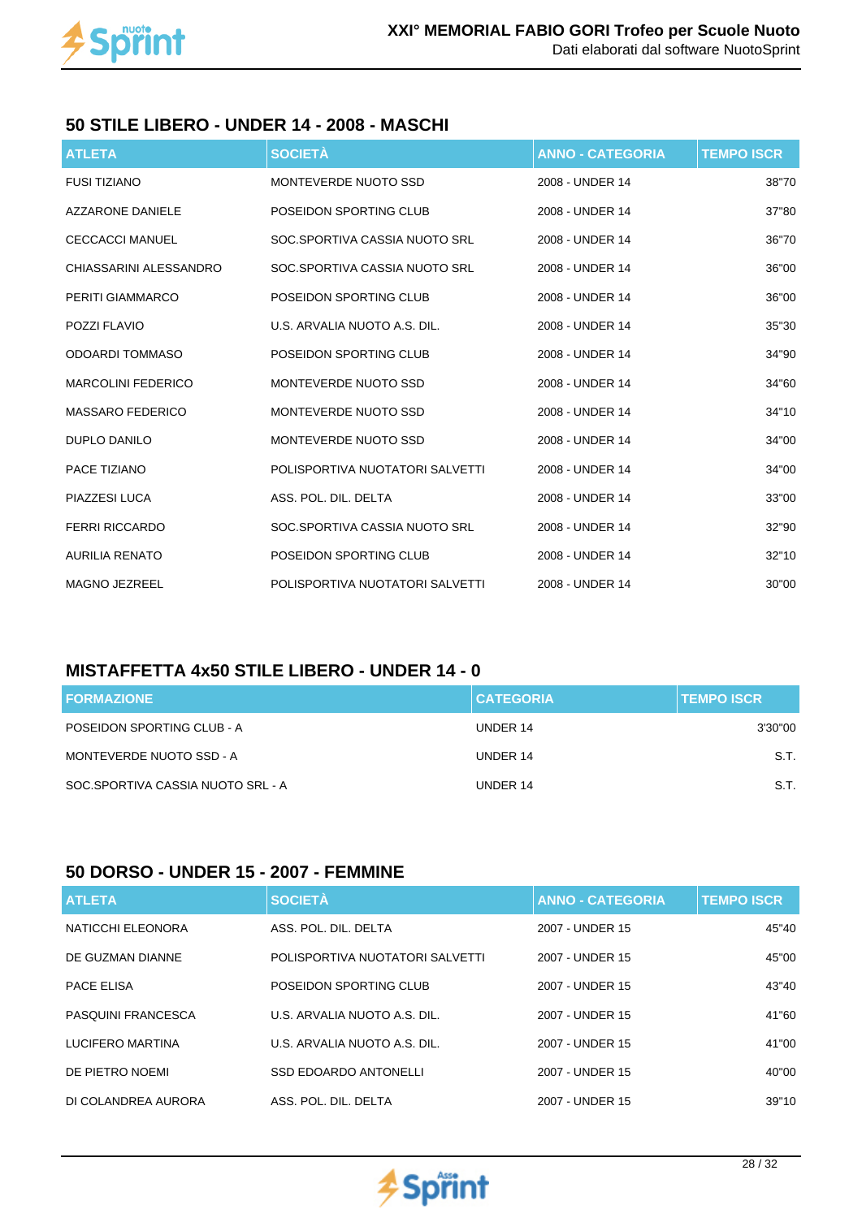## 50 STILE LIBERO - UNDER 14 - 2008 - MASCHI

| ATLETA | SOCIETÀ | ANNO - CATEGORIA | TEMPO ISCR |
|---|---|---|---|
| FUSI TIZIANO | MONTEVERDE NUOTO SSD | 2008 - UNDER 14 | 38"70 |
| AZZARONE DANIELE | POSEIDON SPORTING CLUB | 2008 - UNDER 14 | 37"80 |
| CECCACCI MANUEL | SOC.SPORTIVA CASSIA NUOTO SRL | 2008 - UNDER 14 | 36"70 |
| CHIASSARINI ALESSANDRO | SOC.SPORTIVA CASSIA NUOTO SRL | 2008 - UNDER 14 | 36"00 |
| PERITI GIAMMARCO | POSEIDON SPORTING CLUB | 2008 - UNDER 14 | 36"00 |
| POZZI FLAVIO | U.S. ARVALIA NUOTO A.S. DIL. | 2008 - UNDER 14 | 35"30 |
| ODOARDI TOMMASO | POSEIDON SPORTING CLUB | 2008 - UNDER 14 | 34"90 |
| MARCOLINI FEDERICO | MONTEVERDE NUOTO SSD | 2008 - UNDER 14 | 34"60 |
| MASSARO FEDERICO | MONTEVERDE NUOTO SSD | 2008 - UNDER 14 | 34"10 |
| DUPLO DANILO | MONTEVERDE NUOTO SSD | 2008 - UNDER 14 | 34"00 |
| PACE TIZIANO | POLISPORTIVA NUOTATORI SALVETTI | 2008 - UNDER 14 | 34"00 |
| PIAZZESI LUCA | ASS. POL. DIL. DELTA | 2008 - UNDER 14 | 33"00 |
| FERRI RICCARDO | SOC.SPORTIVA CASSIA NUOTO SRL | 2008 - UNDER 14 | 32"90 |
| AURILIA RENATO | POSEIDON SPORTING CLUB | 2008 - UNDER 14 | 32"10 |
| MAGNO JEZREEL | POLISPORTIVA NUOTATORI SALVETTI | 2008 - UNDER 14 | 30"00 |

## MISTAFFETTA 4x50 STILE LIBERO - UNDER 14 - 0

| FORMAZIONE | CATEGORIA | TEMPO ISCR |
|---|---|---|
| POSEIDON SPORTING CLUB - A | UNDER 14 | 3'30"00 |
| MONTEVERDE NUOTO SSD - A | UNDER 14 | S.T. |
| SOC.SPORTIVA CASSIA NUOTO SRL - A | UNDER 14 | S.T. |

## 50 DORSO - UNDER 15 - 2007 - FEMMINE

| ATLETA | SOCIETÀ | ANNO - CATEGORIA | TEMPO ISCR |
|---|---|---|---|
| NATICCHI ELEONORA | ASS. POL. DIL. DELTA | 2007 - UNDER 15 | 45"40 |
| DE GUZMAN DIANNE | POLISPORTIVA NUOTATORI SALVETTI | 2007 - UNDER 15 | 45"00 |
| PACE ELISA | POSEIDON SPORTING CLUB | 2007 - UNDER 15 | 43"40 |
| PASQUINI FRANCESCA | U.S. ARVALIA NUOTO A.S. DIL. | 2007 - UNDER 15 | 41"60 |
| LUCIFERO MARTINA | U.S. ARVALIA NUOTO A.S. DIL. | 2007 - UNDER 15 | 41"00 |
| DE PIETRO NOEMI | SSD EDOARDO ANTONELLI | 2007 - UNDER 15 | 40"00 |
| DI COLANDREA AURORA | ASS. POL. DIL. DELTA | 2007 - UNDER 15 | 39"10 |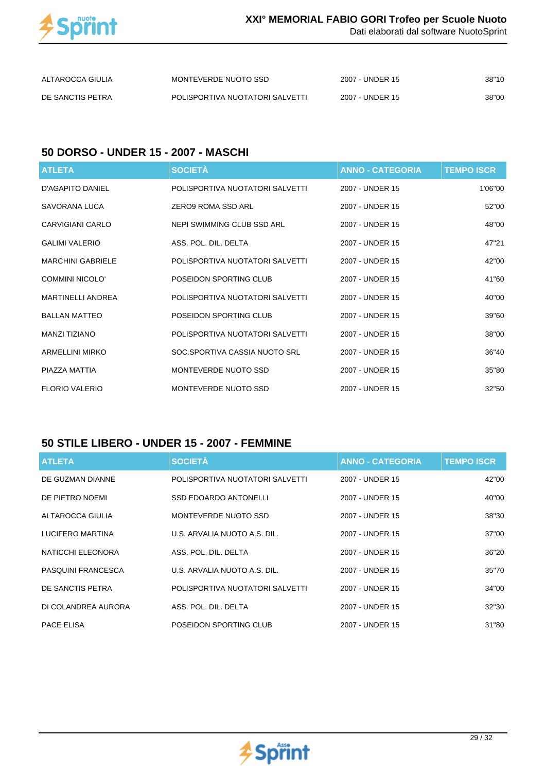| ALTAROCCA GIULIA | MONTEVERDE NUOTO SSD | 2007 - UNDER 15 | 38"10 |
|---|---|---|---|
| DE SANCTIS PETRA | POLISPORTIVA NUOTATORI SALVETTI | 2007 - UNDER 15 | 38"00 |

## 50 DORSO - UNDER 15 - 2007 - MASCHI

| ATLETA | SOCIETÀ | ANNO - CATEGORIA | TEMPO ISCR |
|---|---|---|---|
| D'AGAPITO DANIEL | POLISPORTIVA NUOTATORI SALVETTI | 2007 - UNDER 15 | 1'06"00 |
| SAVORANA LUCA | ZERO9 ROMA SSD ARL | 2007 - UNDER 15 | 52"00 |
| CARVIGIANI CARLO | NEPI SWIMMING CLUB SSD ARL | 2007 - UNDER 15 | 48"00 |
| GALIMI VALERIO | ASS. POL. DIL. DELTA | 2007 - UNDER 15 | 47"21 |
| MARCHINI GABRIELE | POLISPORTIVA NUOTATORI SALVETTI | 2007 - UNDER 15 | 42"00 |
| COMMINI NICOLO' | POSEIDON SPORTING CLUB | 2007 - UNDER 15 | 41"60 |
| MARTINELLI ANDREA | POLISPORTIVA NUOTATORI SALVETTI | 2007 - UNDER 15 | 40"00 |
| BALLAN MATTEO | POSEIDON SPORTING CLUB | 2007 - UNDER 15 | 39"60 |
| MANZI TIZIANO | POLISPORTIVA NUOTATORI SALVETTI | 2007 - UNDER 15 | 38"00 |
| ARMELLINI MIRKO | SOC.SPORTIVA CASSIA NUOTO SRL | 2007 - UNDER 15 | 36"40 |
| PIAZZA MATTIA | MONTEVERDE NUOTO SSD | 2007 - UNDER 15 | 35"80 |
| FLORIO VALERIO | MONTEVERDE NUOTO SSD | 2007 - UNDER 15 | 32"50 |

## 50 STILE LIBERO - UNDER 15 - 2007 - FEMMINE

| ATLETA | SOCIETÀ | ANNO - CATEGORIA | TEMPO ISCR |
|---|---|---|---|
| DE GUZMAN DIANNE | POLISPORTIVA NUOTATORI SALVETTI | 2007 - UNDER 15 | 42"00 |
| DE PIETRO NOEMI | SSD EDOARDO ANTONELLI | 2007 - UNDER 15 | 40"00 |
| ALTAROCCA GIULIA | MONTEVERDE NUOTO SSD | 2007 - UNDER 15 | 38"30 |
| LUCIFERO MARTINA | U.S. ARVALIA NUOTO A.S. DIL. | 2007 - UNDER 15 | 37"00 |
| NATICCHI ELEONORA | ASS. POL. DIL. DELTA | 2007 - UNDER 15 | 36"20 |
| PASQUINI FRANCESCA | U.S. ARVALIA NUOTO A.S. DIL. | 2007 - UNDER 15 | 35"70 |
| DE SANCTIS PETRA | POLISPORTIVA NUOTATORI SALVETTI | 2007 - UNDER 15 | 34"00 |
| DI COLANDREA AURORA | ASS. POL. DIL. DELTA | 2007 - UNDER 15 | 32"30 |
| PACE ELISA | POSEIDON SPORTING CLUB | 2007 - UNDER 15 | 31"80 |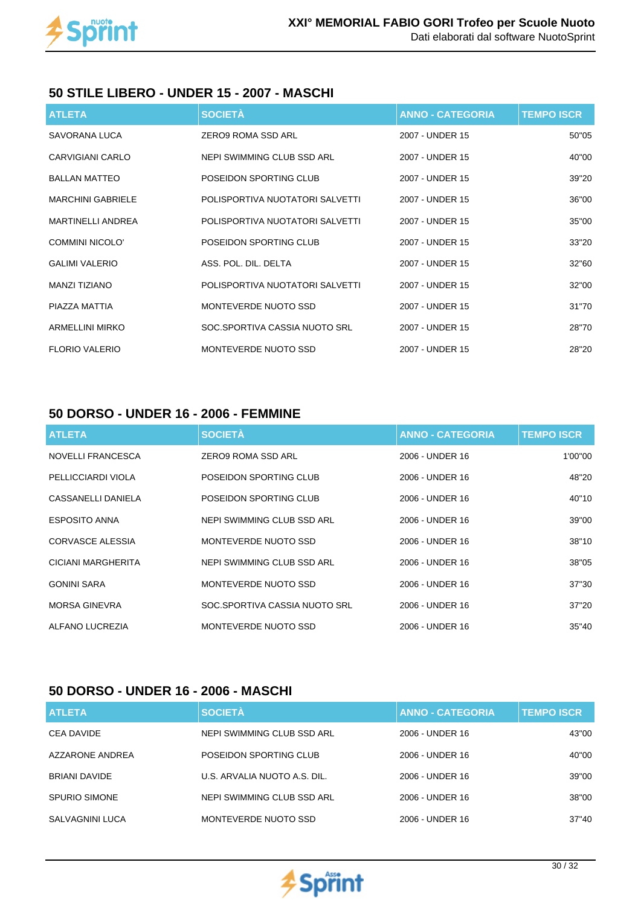## 50 STILE LIBERO - UNDER 15 - 2007 - MASCHI

| ATLETA | SOCIETÀ | ANNO - CATEGORIA | TEMPO ISCR |
|---|---|---|---|
| SAVORANA LUCA | ZERO9 ROMA SSD ARL | 2007 - UNDER 15 | 50"05 |
| CARVIGIANI CARLO | NEPI SWIMMING CLUB SSD ARL | 2007 - UNDER 15 | 40"00 |
| BALLAN MATTEO | POSEIDON SPORTING CLUB | 2007 - UNDER 15 | 39"20 |
| MARCHINI GABRIELE | POLISPORTIVA NUOTATORI SALVETTI | 2007 - UNDER 15 | 36"00 |
| MARTINELLI ANDREA | POLISPORTIVA NUOTATORI SALVETTI | 2007 - UNDER 15 | 35"00 |
| COMMINI NICOLO' | POSEIDON SPORTING CLUB | 2007 - UNDER 15 | 33"20 |
| GALIMI VALERIO | ASS. POL. DIL. DELTA | 2007 - UNDER 15 | 32"60 |
| MANZI TIZIANO | POLISPORTIVA NUOTATORI SALVETTI | 2007 - UNDER 15 | 32"00 |
| PIAZZA MATTIA | MONTEVERDE NUOTO SSD | 2007 - UNDER 15 | 31"70 |
| ARMELLINI MIRKO | SOC.SPORTIVA CASSIA NUOTO SRL | 2007 - UNDER 15 | 28"70 |
| FLORIO VALERIO | MONTEVERDE NUOTO SSD | 2007 - UNDER 15 | 28"20 |

## 50 DORSO - UNDER 16 - 2006 - FEMMINE

| ATLETA | SOCIETÀ | ANNO - CATEGORIA | TEMPO ISCR |
|---|---|---|---|
| NOVELLI FRANCESCA | ZERO9 ROMA SSD ARL | 2006 - UNDER 16 | 1'00"00 |
| PELLICCIARDI VIOLA | POSEIDON SPORTING CLUB | 2006 - UNDER 16 | 48"20 |
| CASSANELLI DANIELA | POSEIDON SPORTING CLUB | 2006 - UNDER 16 | 40"10 |
| ESPOSITO ANNA | NEPI SWIMMING CLUB SSD ARL | 2006 - UNDER 16 | 39"00 |
| CORVASCE ALESSIA | MONTEVERDE NUOTO SSD | 2006 - UNDER 16 | 38"10 |
| CICIANI MARGHERITA | NEPI SWIMMING CLUB SSD ARL | 2006 - UNDER 16 | 38"05 |
| GONINI SARA | MONTEVERDE NUOTO SSD | 2006 - UNDER 16 | 37"30 |
| MORSA GINEVRA | SOC.SPORTIVA CASSIA NUOTO SRL | 2006 - UNDER 16 | 37"20 |
| ALFANO LUCREZIA | MONTEVERDE NUOTO SSD | 2006 - UNDER 16 | 35"40 |

## 50 DORSO - UNDER 16 - 2006 - MASCHI

| ATLETA | SOCIETÀ | ANNO - CATEGORIA | TEMPO ISCR |
|---|---|---|---|
| CEA DAVIDE | NEPI SWIMMING CLUB SSD ARL | 2006 - UNDER 16 | 43"00 |
| AZZARONE ANDREA | POSEIDON SPORTING CLUB | 2006 - UNDER 16 | 40"00 |
| BRIANI DAVIDE | U.S. ARVALIA NUOTO A.S. DIL. | 2006 - UNDER 16 | 39"00 |
| SPURIO SIMONE | NEPI SWIMMING CLUB SSD ARL | 2006 - UNDER 16 | 38"00 |
| SALVAGNINI LUCA | MONTEVERDE NUOTO SSD | 2006 - UNDER 16 | 37"40 |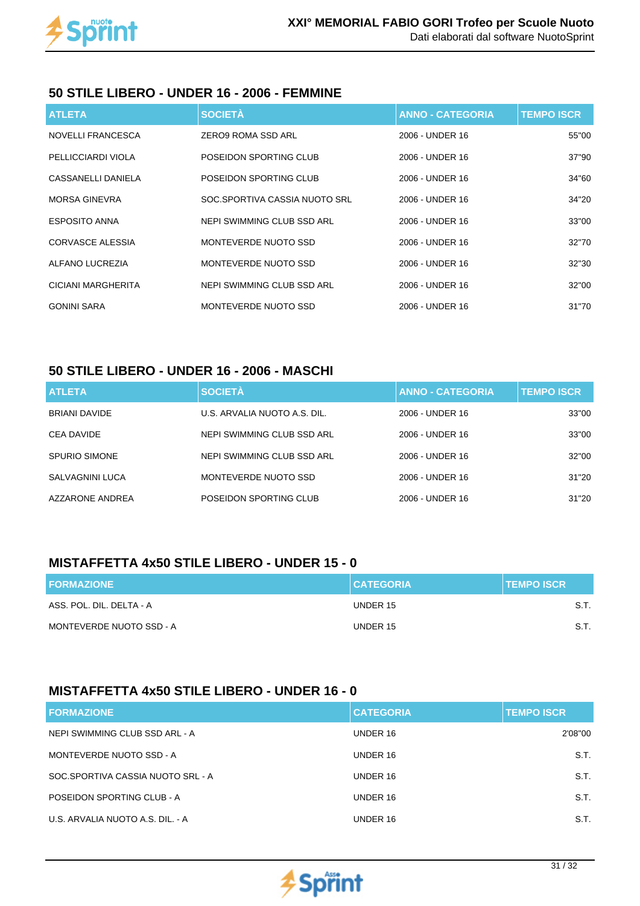## 50 STILE LIBERO - UNDER 16 - 2006 - FEMMINE

| ATLETA | SOCIETÀ | ANNO - CATEGORIA | TEMPO ISCR |
|---|---|---|---|
| NOVELLI FRANCESCA | ZERO9 ROMA SSD ARL | 2006 - UNDER 16 | 55"00 |
| PELLICCIARDI VIOLA | POSEIDON SPORTING CLUB | 2006 - UNDER 16 | 37"90 |
| CASSANELLI DANIELA | POSEIDON SPORTING CLUB | 2006 - UNDER 16 | 34"60 |
| MORSA GINEVRA | SOC.SPORTIVA CASSIA NUOTO SRL | 2006 - UNDER 16 | 34"20 |
| ESPOSITO ANNA | NEPI SWIMMING CLUB SSD ARL | 2006 - UNDER 16 | 33"00 |
| CORVASCE ALESSIA | MONTEVERDE NUOTO SSD | 2006 - UNDER 16 | 32"70 |
| ALFANO LUCREZIA | MONTEVERDE NUOTO SSD | 2006 - UNDER 16 | 32"30 |
| CICIANI MARGHERITA | NEPI SWIMMING CLUB SSD ARL | 2006 - UNDER 16 | 32"00 |
| GONINI SARA | MONTEVERDE NUOTO SSD | 2006 - UNDER 16 | 31"70 |

## 50 STILE LIBERO - UNDER 16 - 2006 - MASCHI

| ATLETA | SOCIETÀ | ANNO - CATEGORIA | TEMPO ISCR |
|---|---|---|---|
| BRIANI DAVIDE | U.S. ARVALIA NUOTO A.S. DIL. | 2006 - UNDER 16 | 33"00 |
| CEA DAVIDE | NEPI SWIMMING CLUB SSD ARL | 2006 - UNDER 16 | 33"00 |
| SPURIO SIMONE | NEPI SWIMMING CLUB SSD ARL | 2006 - UNDER 16 | 32"00 |
| SALVAGNINI LUCA | MONTEVERDE NUOTO SSD | 2006 - UNDER 16 | 31"20 |
| AZZARONE ANDREA | POSEIDON SPORTING CLUB | 2006 - UNDER 16 | 31"20 |

## MISTAFFETTA 4x50 STILE LIBERO - UNDER 15 - 0

| FORMAZIONE | CATEGORIA | TEMPO ISCR |
|---|---|---|
| ASS. POL. DIL. DELTA - A | UNDER 15 | S.T. |
| MONTEVERDE NUOTO SSD - A | UNDER 15 | S.T. |

## MISTAFFETTA 4x50 STILE LIBERO - UNDER 16 - 0

| FORMAZIONE | CATEGORIA | TEMPO ISCR |
|---|---|---|
| NEPI SWIMMING CLUB SSD ARL - A | UNDER 16 | 2'08"00 |
| MONTEVERDE NUOTO SSD - A | UNDER 16 | S.T. |
| SOC.SPORTIVA CASSIA NUOTO SRL - A | UNDER 16 | S.T. |
| POSEIDON SPORTING CLUB - A | UNDER 16 | S.T. |
| U.S. ARVALIA NUOTO A.S. DIL. - A | UNDER 16 | S.T. |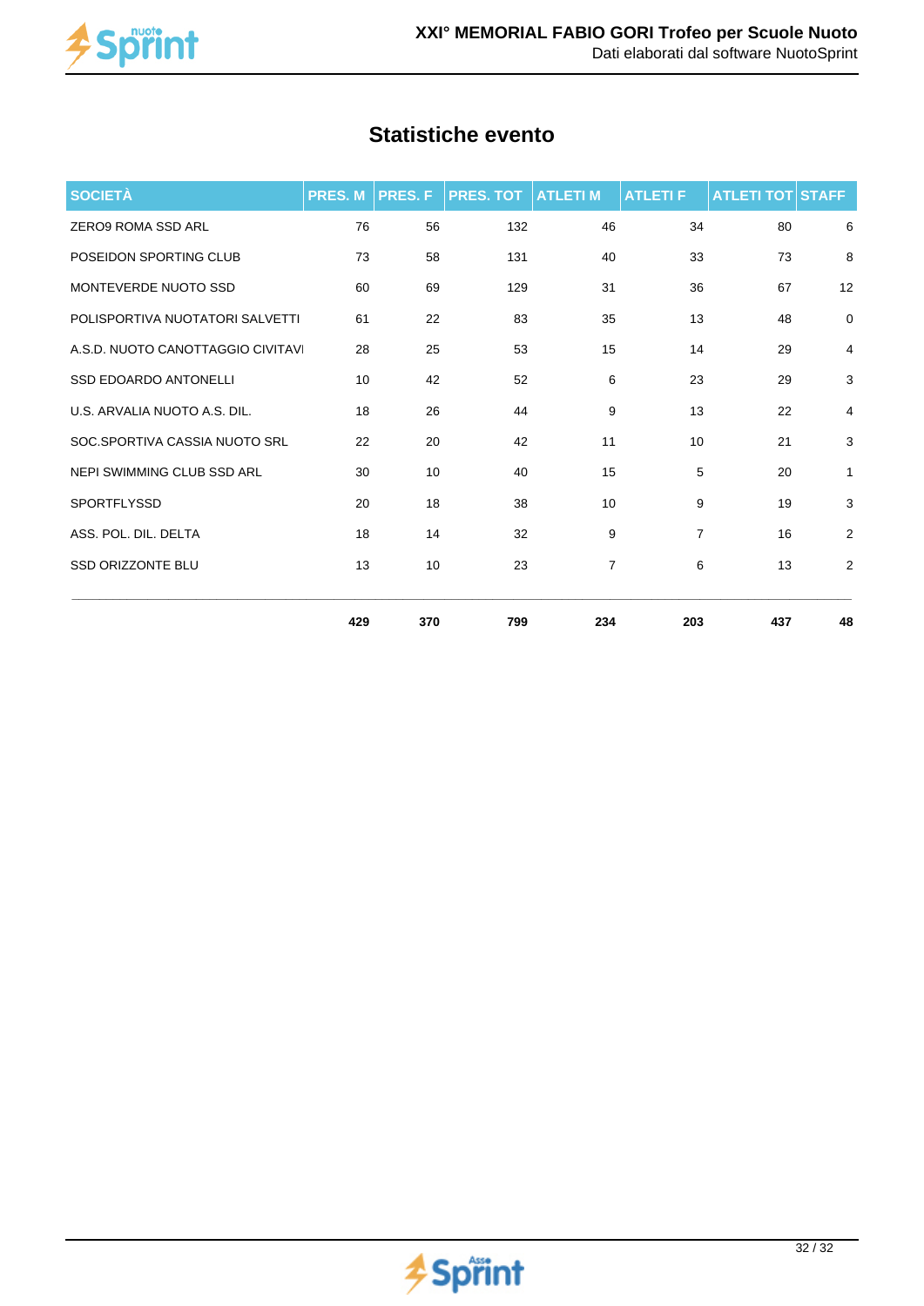## Statistiche evento

| SOCIETÀ | PRES. M | PRES. F | PRES. TOT | ATLETI M | ATLETI F | ATLETI TOT | STAFF |
|---|---|---|---|---|---|---|---|
| ZERO9 ROMA SSD ARL | 76 | 56 | 132 | 46 | 34 | 80 | 6 |
| POSEIDON SPORTING CLUB | 73 | 58 | 131 | 40 | 33 | 73 | 8 |
| MONTEVERDE NUOTO SSD | 60 | 69 | 129 | 31 | 36 | 67 | 12 |
| POLISPORTIVA NUOTATORI SALVETTI | 61 | 22 | 83 | 35 | 13 | 48 | 0 |
| A.S.D. NUOTO CANOTTAGGIO CIVITAVI | 28 | 25 | 53 | 15 | 14 | 29 | 4 |
| SSD EDOARDO ANTONELLI | 10 | 42 | 52 | 6 | 23 | 29 | 3 |
| U.S. ARVALIA NUOTO A.S. DIL. | 18 | 26 | 44 | 9 | 13 | 22 | 4 |
| SOC.SPORTIVA CASSIA NUOTO SRL | 22 | 20 | 42 | 11 | 10 | 21 | 3 |
| NEPI SWIMMING CLUB SSD ARL | 30 | 10 | 40 | 15 | 5 | 20 | 1 |
| SPORTFLYSSD | 20 | 18 | 38 | 10 | 9 | 19 | 3 |
| ASS. POL. DIL. DELTA | 18 | 14 | 32 | 9 | 7 | 16 | 2 |
| SSD ORIZZONTE BLU | 13 | 10 | 23 | 7 | 6 | 13 | 2 |
| | **429** | **370** | **799** | **234** | **203** | **437** | **48** |